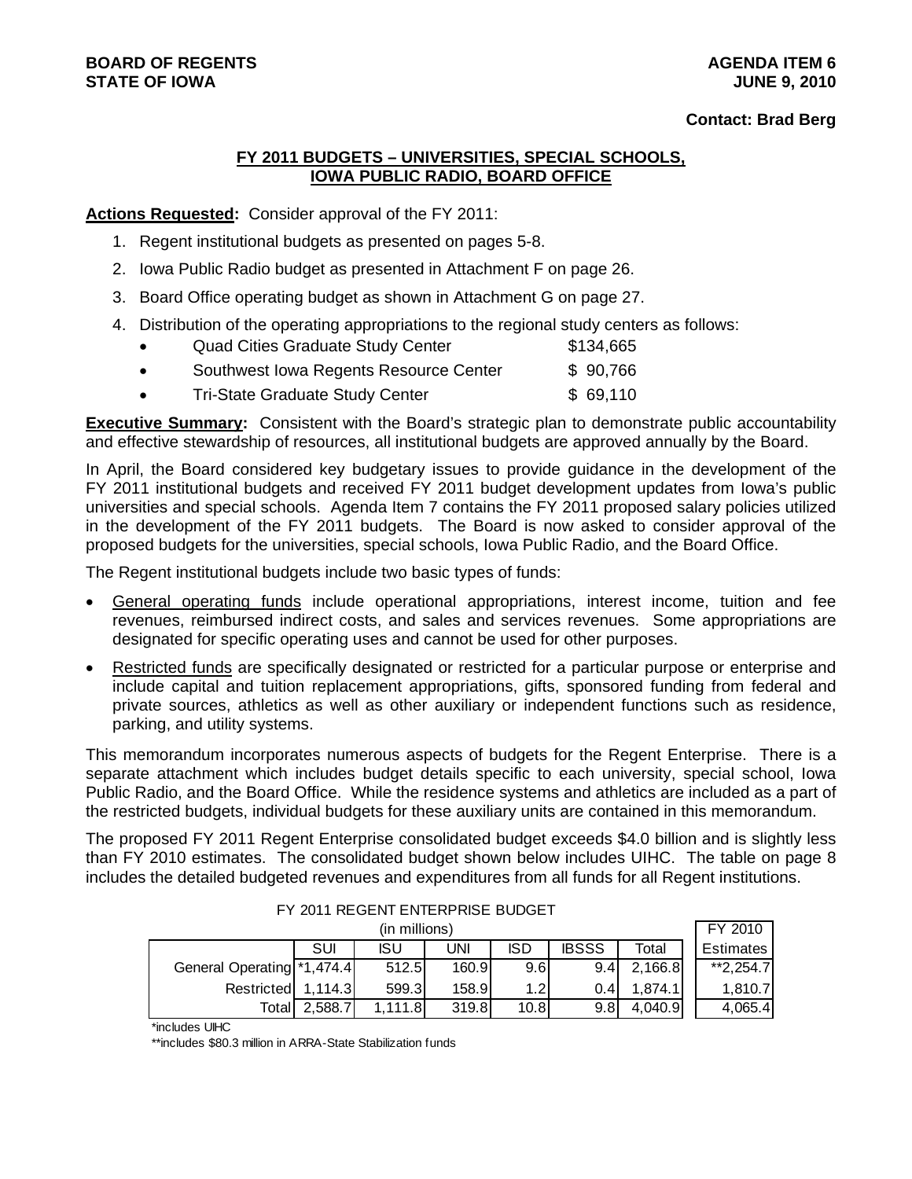**BOARD OF REGENTS**
**STATE OF IOWA**

**AGENDA ITEM 6**
**JUNE 9, 2010**

**Contact: Brad Berg**

## FY 2011 BUDGETS – UNIVERSITIES, SPECIAL SCHOOLS, IOWA PUBLIC RADIO, BOARD OFFICE

**Actions Requested:** Consider approval of the FY 2011:

1. Regent institutional budgets as presented on pages 5-8.
2. Iowa Public Radio budget as presented in Attachment F on page 26.
3. Board Office operating budget as shown in Attachment G on page 27.
4. Distribution of the operating appropriations to the regional study centers as follows:
   - Quad Cities Graduate Study Center $134,665
   - Southwest Iowa Regents Resource Center $ 90,766
   - Tri-State Graduate Study Center $ 69,110

**Executive Summary:** Consistent with the Board's strategic plan to demonstrate public accountability and effective stewardship of resources, all institutional budgets are approved annually by the Board.

In April, the Board considered key budgetary issues to provide guidance in the development of the FY 2011 institutional budgets and received FY 2011 budget development updates from Iowa's public universities and special schools. Agenda Item 7 contains the FY 2011 proposed salary policies utilized in the development of the FY 2011 budgets. The Board is now asked to consider approval of the proposed budgets for the universities, special schools, Iowa Public Radio, and the Board Office.

The Regent institutional budgets include two basic types of funds:

- General operating funds include operational appropriations, interest income, tuition and fee revenues, reimbursed indirect costs, and sales and services revenues. Some appropriations are designated for specific operating uses and cannot be used for other purposes.
- Restricted funds are specifically designated or restricted for a particular purpose or enterprise and include capital and tuition replacement appropriations, gifts, sponsored funding from federal and private sources, athletics as well as other auxiliary or independent functions such as residence, parking, and utility systems.

This memorandum incorporates numerous aspects of budgets for the Regent Enterprise. There is a separate attachment which includes budget details specific to each university, special school, Iowa Public Radio, and the Board Office. While the residence systems and athletics are included as a part of the restricted budgets, individual budgets for these auxiliary units are contained in this memorandum.

The proposed FY 2011 Regent Enterprise consolidated budget exceeds $4.0 billion and is slightly less than FY 2010 estimates. The consolidated budget shown below includes UIHC. The table on page 8 includes the detailed budgeted revenues and expenditures from all funds for all Regent institutions.

FY 2011 REGENT ENTERPRISE BUDGET
(in millions)

| | SUI | ISU | UNI | ISD | IBSSS | Total | FY 2010 Estimates |
|---|---|---|---|---|---|---|---|
| General Operating | *1,474.4 | 512.5 | 160.9 | 9.6 | 9.4 | 2,166.8 | **2,254.7 |
| Restricted | 1,114.3 | 599.3 | 158.9 | 1.2 | 0.4 | 1,874.1 | 1,810.7 |
| Total | 2,588.7 | 1,111.8 | 319.8 | 10.8 | 9.8 | 4,040.9 | 4,065.4 |

*includes UIHC

**includes $80.3 million in ARRA-State Stabilization funds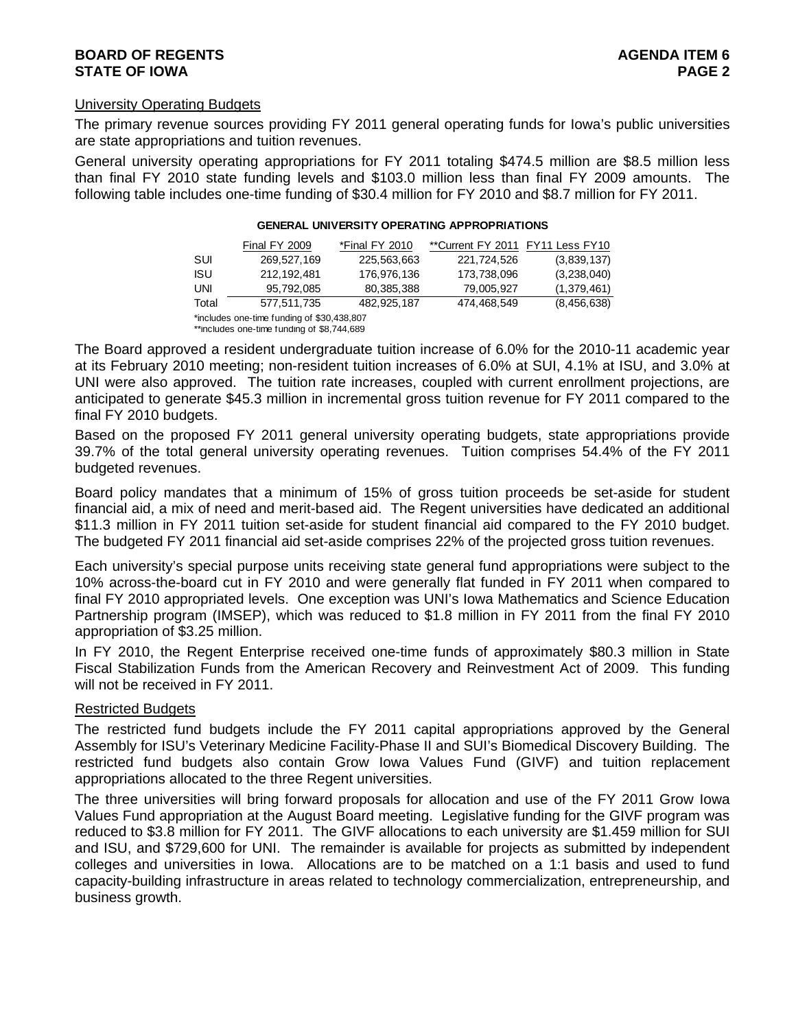## University Operating Budgets

The primary revenue sources providing FY 2011 general operating funds for Iowa's public universities are state appropriations and tuition revenues.

General university operating appropriations for FY 2011 totaling $474.5 million are $8.5 million less than final FY 2010 state funding levels and $103.0 million less than final FY 2009 amounts. The following table includes one-time funding of $30.4 million for FY 2010 and $8.7 million for FY 2011.

**GENERAL UNIVERSITY OPERATING APPROPRIATIONS**

| | Final FY 2009 | *Final FY 2010 | **Current FY 2011 | FY11 Less FY10 |
|---|---|---|---|---|
| SUI | 269,527,169 | 225,563,663 | 221,724,526 | (3,839,137) |
| ISU | 212,192,481 | 176,976,136 | 173,738,096 | (3,238,040) |
| UNI | 95,792,085 | 80,385,388 | 79,005,927 | (1,379,461) |
| Total | 577,511,735 | 482,925,187 | 474,468,549 | (8,456,638) |

*includes one-time funding of $30,438,807
**includes one-time funding of $8,744,689

The Board approved a resident undergraduate tuition increase of 6.0% for the 2010-11 academic year at its February 2010 meeting; non-resident tuition increases of 6.0% at SUI, 4.1% at ISU, and 3.0% at UNI were also approved. The tuition rate increases, coupled with current enrollment projections, are anticipated to generate $45.3 million in incremental gross tuition revenue for FY 2011 compared to the final FY 2010 budgets.

Based on the proposed FY 2011 general university operating budgets, state appropriations provide 39.7% of the total general university operating revenues. Tuition comprises 54.4% of the FY 2011 budgeted revenues.

Board policy mandates that a minimum of 15% of gross tuition proceeds be set-aside for student financial aid, a mix of need and merit-based aid. The Regent universities have dedicated an additional $11.3 million in FY 2011 tuition set-aside for student financial aid compared to the FY 2010 budget. The budgeted FY 2011 financial aid set-aside comprises 22% of the projected gross tuition revenues.

Each university's special purpose units receiving state general fund appropriations were subject to the 10% across-the-board cut in FY 2010 and were generally flat funded in FY 2011 when compared to final FY 2010 appropriated levels. One exception was UNI's Iowa Mathematics and Science Education Partnership program (IMSEP), which was reduced to $1.8 million in FY 2011 from the final FY 2010 appropriation of $3.25 million.

In FY 2010, the Regent Enterprise received one-time funds of approximately $80.3 million in State Fiscal Stabilization Funds from the American Recovery and Reinvestment Act of 2009. This funding will not be received in FY 2011.

## Restricted Budgets

The restricted fund budgets include the FY 2011 capital appropriations approved by the General Assembly for ISU's Veterinary Medicine Facility-Phase II and SUI's Biomedical Discovery Building. The restricted fund budgets also contain Grow Iowa Values Fund (GIVF) and tuition replacement appropriations allocated to the three Regent universities.

The three universities will bring forward proposals for allocation and use of the FY 2011 Grow Iowa Values Fund appropriation at the August Board meeting. Legislative funding for the GIVF program was reduced to $3.8 million for FY 2011. The GIVF allocations to each university are $1.459 million for SUI and ISU, and $729,600 for UNI. The remainder is available for projects as submitted by independent colleges and universities in Iowa. Allocations are to be matched on a 1:1 basis and used to fund capacity-building infrastructure in areas related to technology commercialization, entrepreneurship, and business growth.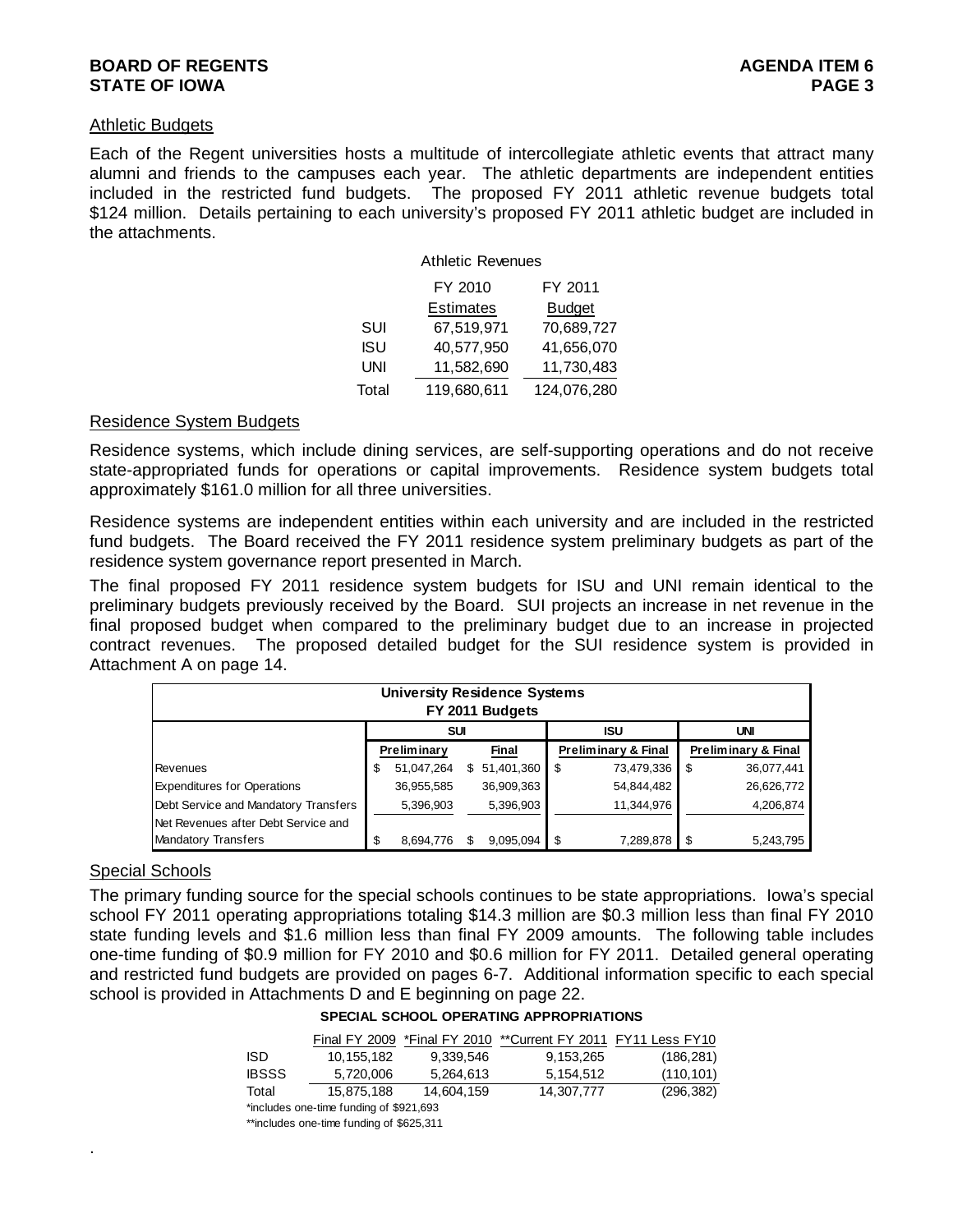## Athletic Budgets

Each of the Regent universities hosts a multitude of intercollegiate athletic events that attract many alumni and friends to the campuses each year. The athletic departments are independent entities included in the restricted fund budgets. The proposed FY 2011 athletic revenue budgets total $124 million. Details pertaining to each university's proposed FY 2011 athletic budget are included in the attachments.

| Athletic Revenues | FY 2010 Estimates | FY 2011 Budget |
|---|---|---|
| SUI | 67,519,971 | 70,689,727 |
| ISU | 40,577,950 | 41,656,070 |
| UNI | 11,582,690 | 11,730,483 |
| Total | 119,680,611 | 124,076,280 |

## Residence System Budgets

Residence systems, which include dining services, are self-supporting operations and do not receive state-appropriated funds for operations or capital improvements. Residence system budgets total approximately $161.0 million for all three universities.

Residence systems are independent entities within each university and are included in the restricted fund budgets. The Board received the FY 2011 residence system preliminary budgets as part of the residence system governance report presented in March.

The final proposed FY 2011 residence system budgets for ISU and UNI remain identical to the preliminary budgets previously received by the Board. SUI projects an increase in net revenue in the final proposed budget when compared to the preliminary budget due to an increase in projected contract revenues. The proposed detailed budget for the SUI residence system is provided in Attachment A on page 14.

| University Residence Systems FY 2011 Budgets | SUI | | ISU | UNI |
|---|---|---|---|---|
| | Preliminary | Final | Preliminary & Final | Preliminary & Final |
| Revenues | $ 51,047,264 | $ 51,401,360 | $ 73,479,336 | $ 36,077,441 |
| Expenditures for Operations | 36,955,585 | 36,909,363 | 54,844,482 | 26,626,772 |
| Debt Service and Mandatory Transfers | 5,396,903 | 5,396,903 | 11,344,976 | 4,206,874 |
| Net Revenues after Debt Service and Mandatory Transfers | $ 8,694,776 | $ 9,095,094 | $ 7,289,878 | $ 5,243,795 |

## Special Schools

The primary funding source for the special schools continues to be state appropriations. Iowa's special school FY 2011 operating appropriations totaling $14.3 million are $0.3 million less than final FY 2010 state funding levels and $1.6 million less than final FY 2009 amounts. The following table includes one-time funding of $0.9 million for FY 2010 and $0.6 million for FY 2011. Detailed general operating and restricted fund budgets are provided on pages 6-7. Additional information specific to each special school is provided in Attachments D and E beginning on page 22.

**SPECIAL SCHOOL OPERATING APPROPRIATIONS**

| | Final FY 2009 | *Final FY 2010 | **Current FY 2011 | FY11 Less FY10 |
|---|---|---|---|---|
| ISD | 10,155,182 | 9,339,546 | 9,153,265 | (186,281) |
| IBSSS | 5,720,006 | 5,264,613 | 5,154,512 | (110,101) |
| Total | 15,875,188 | 14,604,159 | 14,307,777 | (296,382) |

*includes one-time funding of $921,693

**includes one-time funding of $625,311

.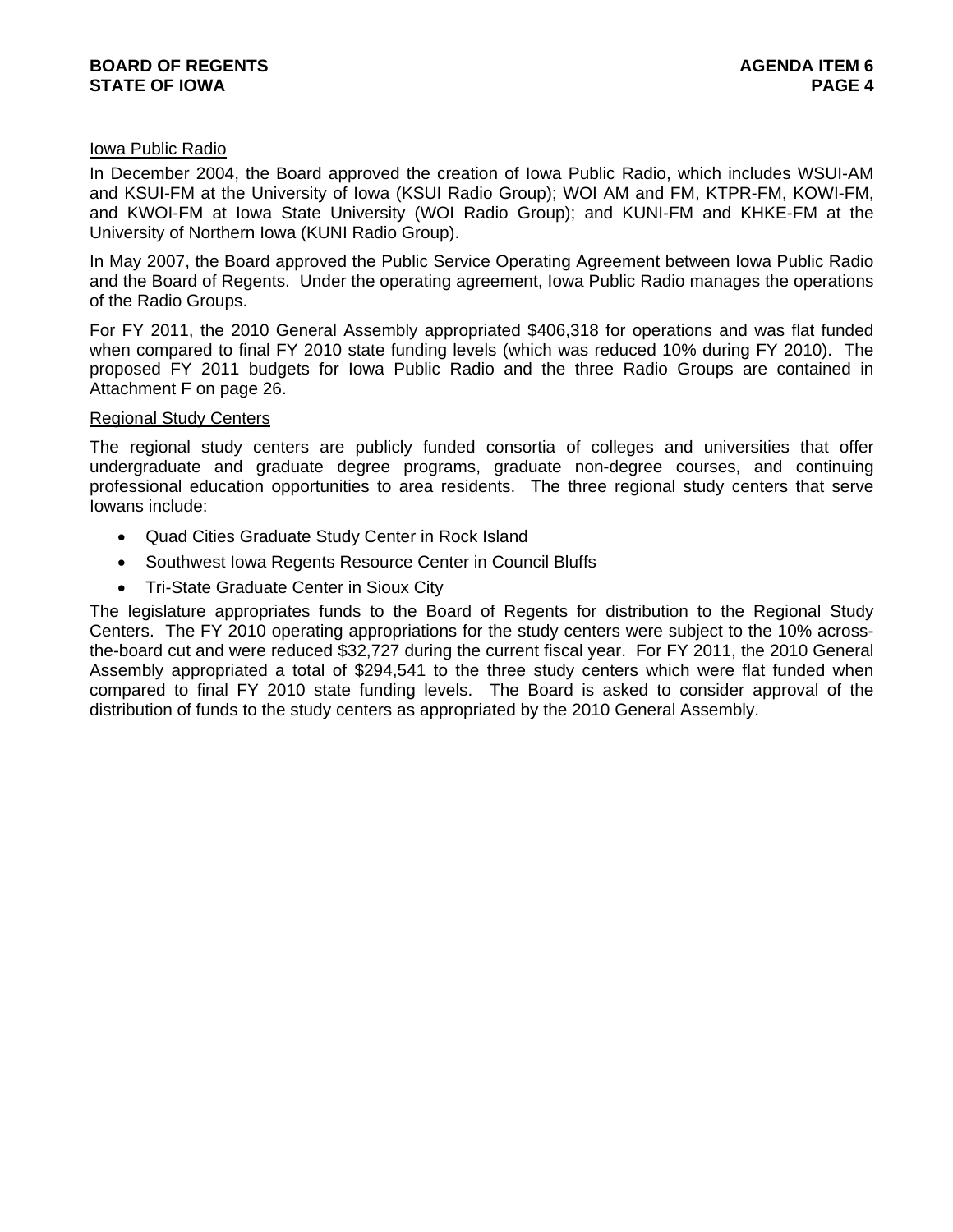Iowa Public Radio

In December 2004, the Board approved the creation of Iowa Public Radio, which includes WSUI-AM and KSUI-FM at the University of Iowa (KSUI Radio Group); WOI AM and FM, KTPR-FM, KOWI-FM, and KWOI-FM at Iowa State University (WOI Radio Group); and KUNI-FM and KHKE-FM at the University of Northern Iowa (KUNI Radio Group).

In May 2007, the Board approved the Public Service Operating Agreement between Iowa Public Radio and the Board of Regents. Under the operating agreement, Iowa Public Radio manages the operations of the Radio Groups.

For FY 2011, the 2010 General Assembly appropriated $406,318 for operations and was flat funded when compared to final FY 2010 state funding levels (which was reduced 10% during FY 2010). The proposed FY 2011 budgets for Iowa Public Radio and the three Radio Groups are contained in Attachment F on page 26.

Regional Study Centers

The regional study centers are publicly funded consortia of colleges and universities that offer undergraduate and graduate degree programs, graduate non-degree courses, and continuing professional education opportunities to area residents. The three regional study centers that serve Iowans include:

- Quad Cities Graduate Study Center in Rock Island
- Southwest Iowa Regents Resource Center in Council Bluffs
- Tri-State Graduate Center in Sioux City

The legislature appropriates funds to the Board of Regents for distribution to the Regional Study Centers. The FY 2010 operating appropriations for the study centers were subject to the 10% across-the-board cut and were reduced $32,727 during the current fiscal year. For FY 2011, the 2010 General Assembly appropriated a total of $294,541 to the three study centers which were flat funded when compared to final FY 2010 state funding levels. The Board is asked to consider approval of the distribution of funds to the study centers as appropriated by the 2010 General Assembly.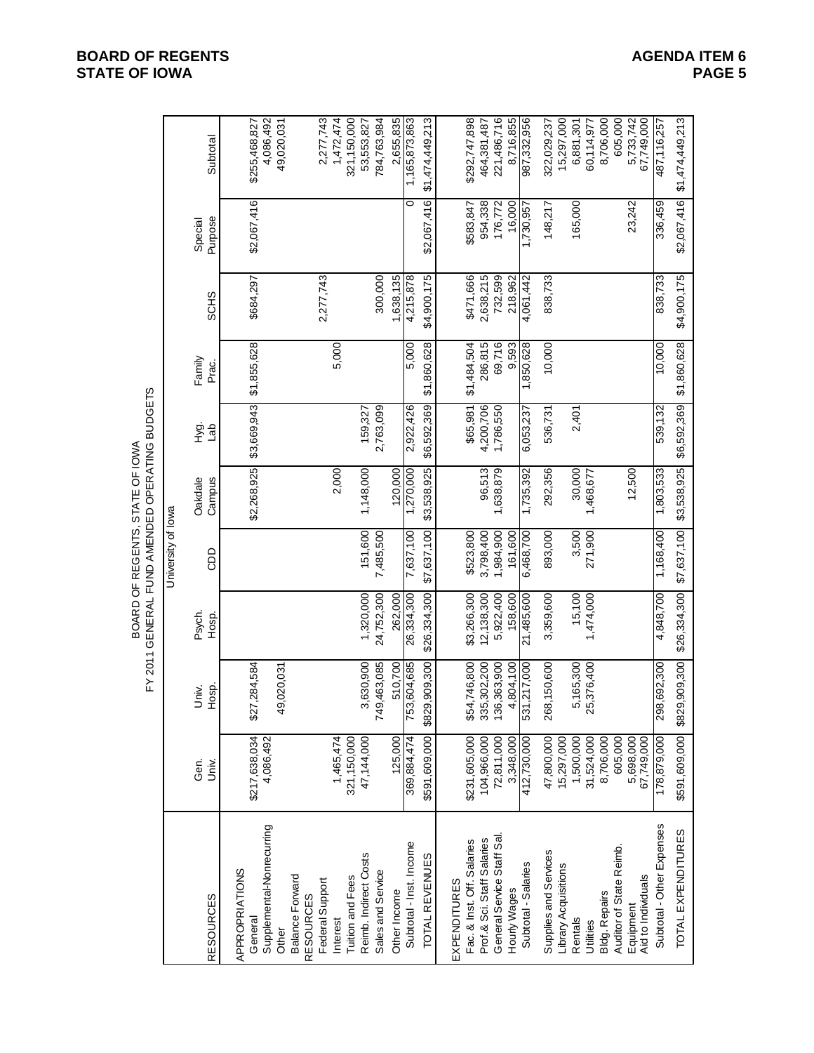BOARD OF REGENTS, STATE OF IOWA
FY 2011 GENERAL FUND AMENDED OPERATING BUDGETS

| RESOURCES | University of Iowa | | | | | | | | | |
|---|---|---|---|---|---|---|---|---|---|---|
| | Gen. Univ. | Univ. Hosp. | Psych. Hosp. | CDD | Oakdale Campus | Hyg. Lab | Family Prac. | SCHS | Special Purpose | Subtotal |
| APPROPRIATIONS | | | | | | | | | | |
| General | $217,638,034 | $27,284,584 | | | $2,268,925 | $3,669,943 | $1,855,628 | $684,297 | $2,067,416 | $255,468,827 |
| Supplemental-Nonrecurring | 4,086,492 | | | | | | | | | 4,086,492 |
| Other | | 49,020,031 | | | | | | | | 49,020,031 |
| Balance Forward | | | | | | | | | | |
| RESOURCES | | | | | | | | | | |
| Federal Support | | | | | | | | 2,277,743 | | 2,277,743 |
| Interest | 1,465,474 | | | | 2,000 | | 5,000 | | | 1,472,474 |
| Tuition and Fees | 321,150,000 | | | | | | | | | 321,150,000 |
| Reimb. Indirect Costs | 47,144,000 | 3,630,900 | 1,320,000 | 151,600 | 1,148,000 | 159,327 | | | | 53,553,827 |
| Sales and Service | | 749,463,085 | 24,752,300 | 7,485,500 | | 2,763,099 | | 300,000 | | 784,763,984 |
| Other Income | 125,000 | 510,700 | 262,000 | | 120,000 | | | 1,638,135 | | 2,655,835 |
| Subtotal - Inst. Income | 369,884,474 | 753,604,685 | 26,334,300 | 7,637,100 | 1,270,000 | 2,922,426 | 5,000 | 4,215,878 | 0 | 1,165,873,863 |
| TOTAL REVENUES | $591,609,000 | $829,909,300 | $26,334,300 | $7,637,100 | $3,538,925 | $6,592,369 | $1,860,628 | $4,900,175 | $2,067,416 | $1,474,449,213 |
| EXPENDITURES | | | | | | | | | | |
| Fac. & Inst. Off. Salaries | $231,605,000 | $54,746,800 | $3,266,300 | $523,800 | | $65,981 | $1,484,504 | $471,666 | $583,847 | $292,747,898 |
| Prof.& Sci. Staff Salaries | 104,966,000 | 335,302,200 | 12,138,300 | 3,798,400 | 96,513 | 4,200,706 | 286,815 | 2,638,215 | 954,338 | 464,381,487 |
| General Service Staff Sal. | 72,811,000 | 136,363,900 | 5,922,400 | 1,984,900 | 1,638,879 | 1,786,550 | 69,716 | 732,599 | 176,772 | 221,486,716 |
| Hourly Wages | 3,348,000 | 4,804,100 | 158,600 | 161,600 | | | 9,593 | 218,962 | 16,000 | 8,716,855 |
| Subtotal - Salaries | 412,730,000 | 531,217,000 | 21,485,600 | 6,468,700 | 1,735,392 | 6,053,237 | 1,850,628 | 4,061,442 | 1,730,957 | 987,332,956 |
| Supplies and Services | 47,800,000 | 268,150,600 | 3,359,600 | 893,000 | 292,356 | 536,731 | 10,000 | 838,733 | 148,217 | 322,029,237 |
| Library Acquisitions | 15,297,000 | | | | | | | | | 15,297,000 |
| Rentals | 1,500,000 | 5,165,300 | 15,100 | 3,500 | 30,000 | 2,401 | | | 165,000 | 6,881,301 |
| Utilities | 31,524,000 | 25,376,400 | 1,474,000 | 271,900 | 1,468,677 | | | | | 60,114,977 |
| Bldg. Repairs | 8,706,000 | | | | | | | | | 8,706,000 |
| Auditor of State Reimb. | 605,000 | | | | | | | | | 605,000 |
| Equipment | 5,698,000 | | | | 12,500 | | | | 23,242 | 5,733,742 |
| Aid to Individuals | 67,749,000 | | | | | | | | | 67,749,000 |
| Subtotal - Other Expenses | 178,879,000 | 298,692,300 | 4,848,700 | 1,168,400 | 1,803,533 | 539,132 | 10,000 | 838,733 | 336,459 | 487,116,257 |
| TOTAL EXPENDITURES | $591,609,000 | $829,909,300 | $26,334,300 | $7,637,100 | $3,538,925 | $6,592,369 | $1,860,628 | $4,900,175 | $2,067,416 | $1,474,449,213 |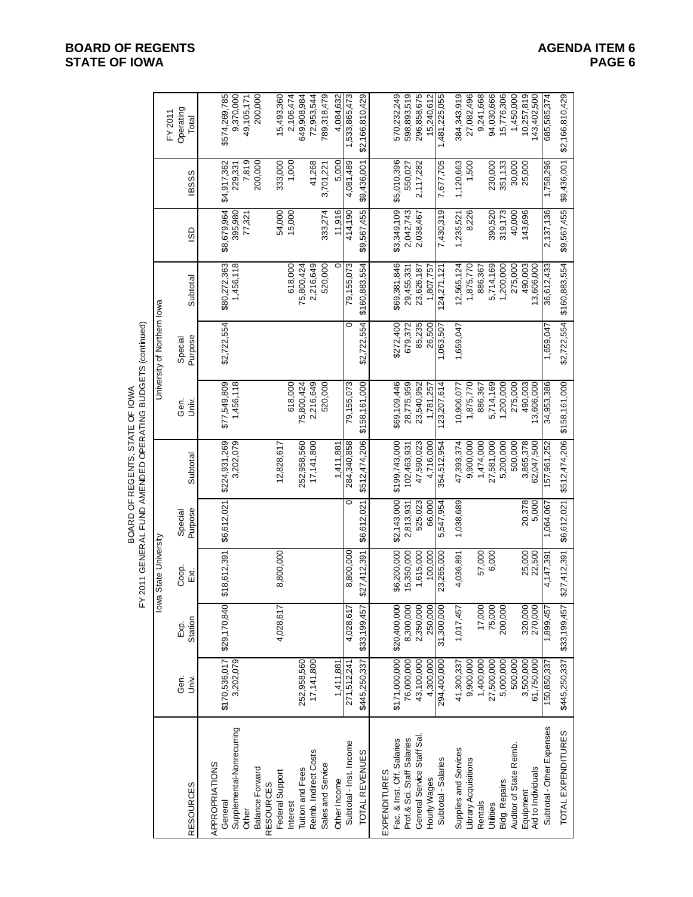BOARD OF REGENTS, STATE OF IOWA
FY 2011 GENERAL FUND AMENDED OPERATING BUDGETS (continued)

| RESOURCES | Iowa State University | | | | | University of Northern Iowa | | | ISD | IBSSS | FY 2011 Operating Total |
|---|---|---|---|---|---|---|---|---|---|---|---|
| | Gen. Univ. | Exp. Station | Coop. Ext. | Special Purpose | Subtotal | Gen. Univ. | Special Purpose | Subtotal | | | |
| APPROPRIATIONS | | | | | | | | | | | |
| General | $170,536,017 | $29,170,840 | $18,612,391 | $6,612,021 | $224,931,269 | $77,549,809 | $2,722,554 | $80,272,363 | $8,679,964 | $4,917,362 | $574,269,785 |
| Supplemental-Nonrecurring | 3,202,079 | | | | 3,202,079 | 1,456,118 | | 1,456,118 | 395,980 | 229,331 | 9,370,000 |
| Other | | | | | | | | | 77,321 | 7,819 | 49,105,171 |
| Balance Forward | | | | | | | | | | 200,000 | 200,000 |
| RESOURCES | | | | | | | | | | | |
| Federal Support | | 4,028,617 | 8,800,000 | | 12,828,617 | | | | 54,000 | 333,000 | 15,493,360 |
| Interest | | | | | | 618,000 | | 618,000 | 15,000 | 1,000 | 2,106,474 |
| Tuition and Fees | 252,958,560 | | | | 252,958,560 | 75,800,424 | | 75,800,424 | | | 649,908,984 |
| Reimb. Indirect Costs | 17,141,800 | | | | 17,141,800 | 2,216,649 | | 2,216,649 | | 41,268 | 72,953,544 |
| Sales and Service | | | | | | 520,000 | | 520,000 | 333,274 | 3,701,221 | 789,318,479 |
| Other Income | 1,411,881 | | | | 1,411,881 | | | 0 | 11,916 | 5,000 | 4,084,632 |
| Subtotal - Inst. Income | 271,512,241 | 4,028,617 | 8,800,000 | 0 | 284,340,858 | 79,155,073 | 0 | 79,155,073 | 414,190 | 4,081,489 | 1,533,865,473 |
| TOTAL REVENUES | $445,250,337 | $33,199,457 | $27,412,391 | $6,612,021 | $512,474,206 | $158,161,000 | $2,722,554 | $160,883,554 | $9,567,455 | $9,436,001 | $2,166,810,429 |
| EXPENDITURES | | | | | | | | | | | |
| Fac. & Inst. Off. Salaries | $171,000,000 | $20,400,000 | $6,200,000 | $2,143,000 | $199,743,000 | $69,109,446 | $272,400 | $69,381,846 | $3,349,109 | $5,010,396 | 570,232,249 |
| Prof.& Sci. Staff Salaries | 76,000,000 | 8,300,000 | 15,350,000 | 2,813,931 | 102,463,931 | 28,775,959 | 679,372 | 29,455,331 | 2,042,743 | 550,027 | 598,893,519 |
| General Service Staff Sal. | 43,100,000 | 2,350,000 | 1,615,000 | 525,023 | 47,590,023 | 23,540,952 | 85,235 | 23,626,187 | 2,038,467 | 2,117,282 | 296,858,675 |
| Hourly Wages | 4,300,000 | 250,000 | 100,000 | 66,000 | 4,716,000 | 1,781,257 | 26,500 | 1,807,757 | | | 15,240,612 |
| Subtotal - Salaries | 294,400,000 | 31,300,000 | 23,265,000 | 5,547,954 | 354,512,954 | 123,207,614 | 1,063,507 | 124,271,121 | 7,430,319 | 7,677,705 | 1,481,225,055 |
| Supplies and Services | 41,300,337 | 1,017,457 | 4,036,891 | 1,038,689 | 47,393,374 | 10,906,077 | 1,659,047 | 12,565,124 | 1,235,521 | 1,120,663 | 384,343,919 |
| Library Acquisitions | 9,900,000 | | | | 9,900,000 | 1,875,770 | | 1,875,770 | 8,226 | 1,500 | 27,082,496 |
| Rentals | 1,400,000 | 17,000 | 57,000 | | 1,474,000 | 886,367 | | 886,367 | | | 9,241,668 |
| Utilities | 27,500,000 | 75,000 | 6,000 | | 27,581,000 | 5,714,169 | | 5,714,169 | 390,520 | 230,000 | 94,030,666 |
| Bldg. Repairs | 5,000,000 | 200,000 | | | 5,200,000 | 1,200,000 | | 1,200,000 | 319,173 | 351,133 | 15,776,306 |
| Auditor of State Reimb. | 500,000 | | | | 500,000 | 275,000 | | 275,000 | 40,000 | 30,000 | 1,450,000 |
| Equipment | 3,500,000 | 320,000 | 25,000 | 20,378 | 3,865,378 | 490,003 | | 490,003 | 143,696 | 25,000 | 10,257,819 |
| Aid to Individuals | 61,750,000 | 270,000 | 22,500 | 5,000 | 62,047,500 | 13,606,000 | | 13,606,000 | | | 143,402,500 |
| Subtotal - Other Expenses | 150,850,337 | 1,899,457 | 4,147,391 | 1,064,067 | 157,961,252 | 34,953,386 | 1,659,047 | 36,612,433 | 2,137,136 | 1,758,296 | 685,585,374 |
| TOTAL EXPENDITURES | $445,250,337 | $33,199,457 | $27,412,391 | $6,612,021 | $512,474,206 | $158,161,000 | $2,722,554 | $160,883,554 | $9,567,455 | $9,436,001 | $2,166,810,429 |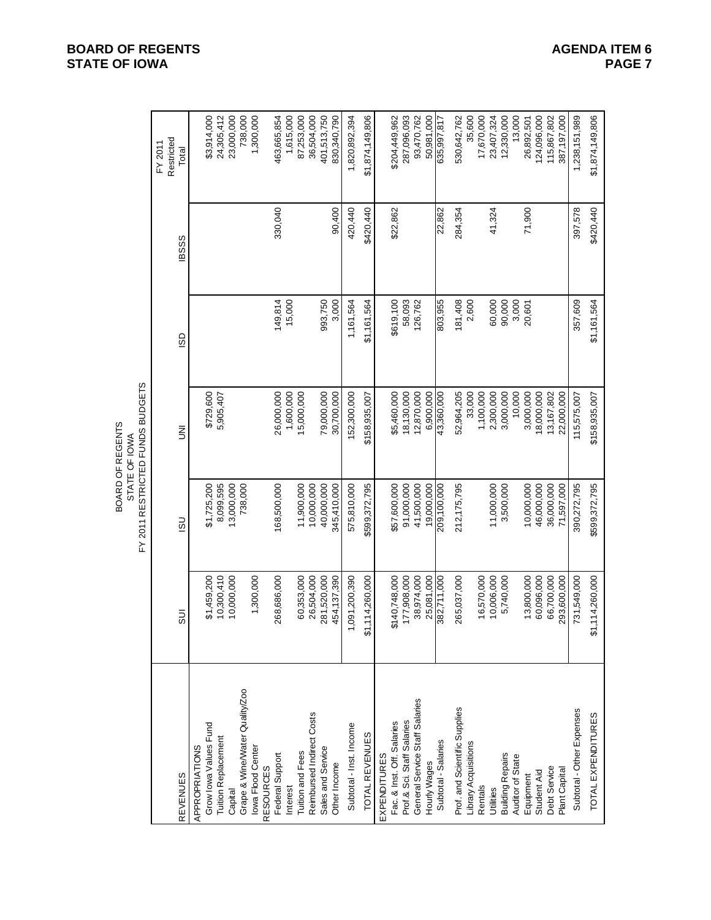BOARD OF REGENTS
STATE OF IOWA
FY 2011 RESTRICTED FUNDS BUDGETS

| REVENUES | SUI | ISU | UNI | ISD | IBSSS | FY 2011 Restricted Total |
|---|---|---|---|---|---|---|
| APPROPRIATIONS | | | | | | |
| Grow Iowa Values Fund | $1,459,200 | $1,725,200 | $729,600 | | | $3,914,000 |
| Tuition Replacement | 10,300,410 | 8,099,595 | 5,905,407 | | | 24,305,412 |
| Capital | 10,000,000 | 13,000,000 | | | | 23,000,000 |
| Grape & Wine/Water Quality/Zoo | | 738,000 | | | | 738,000 |
| Iowa Flood Center | 1,300,000 | | | | | 1,300,000 |
| RESOURCES | | | | | | |
| Federal Support | 268,686,000 | 168,500,000 | 26,000,000 | 149,814 | 330,040 | 463,665,854 |
| Interest | | | 1,600,000 | 15,000 | | 1,615,000 |
| Tuition and Fees | 60,353,000 | 11,900,000 | 15,000,000 | | | 87,253,000 |
| Reimbursed Indirect Costs | 26,504,000 | 10,000,000 | | | | 36,504,000 |
| Sales and Service | 281,520,000 | 40,000,000 | 79,000,000 | 993,750 | | 401,513,750 |
| Other Income | 454,137,390 | 345,410,000 | 30,700,000 | 3,000 | 90,400 | 830,340,790 |
| Subtotal - Inst. Income | 1,091,200,390 | 575,810,000 | 152,300,000 | 1,161,564 | 420,440 | 1,820,892,394 |
| TOTAL REVENUES | $1,114,260,000 | $599,372,795 | $158,935,007 | $1,161,564 | $420,440 | $1,874,149,806 |
| EXPENDITURES | | | | | | |
| Fac. & Inst. Off. Salaries | $140,748,000 | $57,600,000 | $5,460,000 | $619,100 | $22,862 | $204,449,962 |
| Prof.& Sci. Staff Salaries | 177,908,000 | 91,000,000 | 18,130,000 | 58,093 | | 287,096,093 |
| General Service Staff Salaries | 38,974,000 | 41,500,000 | 12,870,000 | 126,762 | | 93,470,762 |
| Hourly Wages | 25,081,000 | 19,000,000 | 6,900,000 | | | 50,981,000 |
| Subtotal - Salaries | 382,711,000 | 209,100,000 | 43,360,000 | 803,955 | 22,862 | 635,997,817 |
| Prof. and Scientific Supplies | 265,037,000 | 212,175,795 | 52,964,205 | 181,408 | 284,354 | 530,642,762 |
| Library Acquisitions | | | 33,000 | 2,600 | | 35,600 |
| Rentals | 16,570,000 | | 1,100,000 | | | 17,670,000 |
| Utilities | 10,006,000 | 11,000,000 | 2,300,000 | 60,000 | 41,324 | 23,407,324 |
| Building Repairs | 5,740,000 | 3,500,000 | 3,000,000 | 90,000 | | 12,330,000 |
| Auditor of State | | | 10,000 | 3,000 | | 13,000 |
| Equipment | 13,800,000 | 10,000,000 | 3,000,000 | 20,601 | 71,900 | 26,892,501 |
| Student Aid | 60,096,000 | 46,000,000 | 18,000,000 | | | 124,096,000 |
| Debt Service | 66,700,000 | 36,000,000 | 13,167,802 | | | 115,867,802 |
| Plant Capital | 293,600,000 | 71,597,000 | 22,000,000 | | | 387,197,000 |
| Subtotal - Other Expenses | 731,549,000 | 390,272,795 | 115,575,007 | 357,609 | 397,578 | 1,238,151,989 |
| TOTAL EXPENDITURES | $1,114,260,000 | $599,372,795 | $158,935,007 | $1,161,564 | $420,440 | $1,874,149,806 |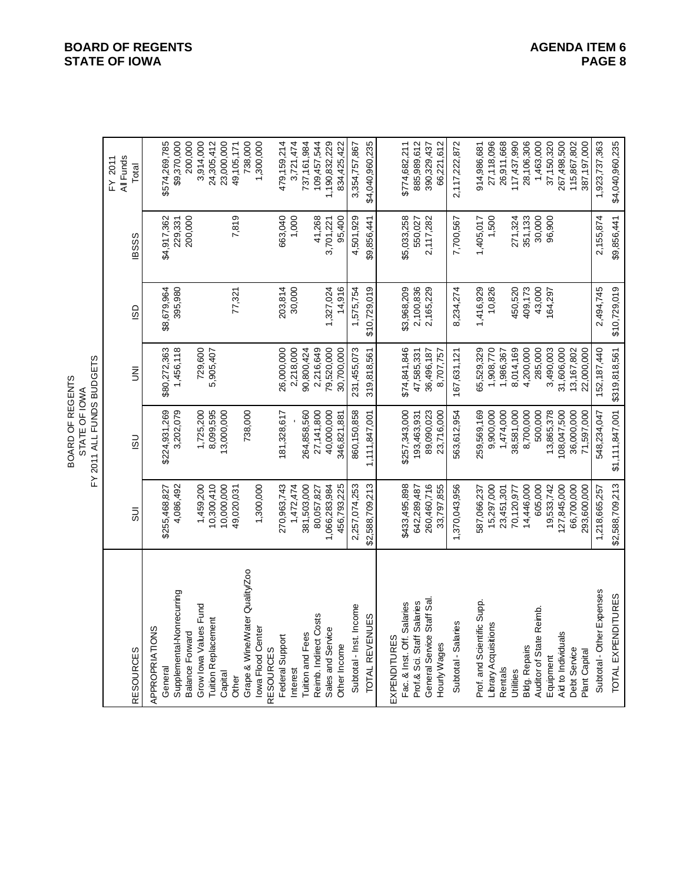BOARD OF REGENTS
STATE OF IOWA
FY 2011 ALL FUNDS BUDGETS

| RESOURCES | SUI | ISU | UNI | ISD | IBSSS | FY 2011 All Funds Total |
|---|---|---|---|---|---|---|
| APPROPRIATIONS | | | | | | |
| General | $255,468,827 | $224,931,269 | $80,272,363 | $8,679,964 | $4,917,362 | $574,269,785 |
| Supplemental-Nonrecurring | 4,086,492 | 3,202,079 | 1,456,118 | 395,980 | 229,331 | $9,370,000 |
| Balance Forward | | | | | 200,000 | 200,000 |
| Grow Iowa Values Fund | 1,459,200 | 1,725,200 | 729,600 | | | 3,914,000 |
| Tuition Replacement | 10,300,410 | 8,099,595 | 5,905,407 | | | 24,305,412 |
| Capital | 10,000,000 | 13,000,000 | | | | 23,000,000 |
| Other | 49,020,031 | | | 77,321 | 7,819 | 49,105,171 |
| Grape & Wine/Water Quality/Zoo | | 738,000 | | | | 738,000 |
| Iowa Flood Center | 1,300,000 | | | | | 1,300,000 |
| RESOURCES | | | | | | |
| Federal Support | 270,963,743 | 181,328,617 | 26,000,000 | 203,814 | 663,040 | 479,159,214 |
| Interest | 1,472,474 | - | 2,218,000 | 30,000 | 1,000 | 3,721,474 |
| Tuition and Fees | 381,503,000 | 264,858,560 | 90,800,424 | | | 737,161,984 |
| Reimb. Indirect Costs | 80,057,827 | 27,141,800 | 2,216,649 | | 41,268 | 109,457,544 |
| Sales and Service | 1,066,283,984 | 40,000,000 | 79,520,000 | 1,327,024 | 3,701,221 | 1,190,832,229 |
| Other Income | 456,793,225 | 346,821,881 | 30,700,000 | 14,916 | 95,400 | 834,425,422 |
| Subtotal - Inst. Income | 2,257,074,253 | 860,150,858 | 231,455,073 | 1,575,754 | 4,501,929 | 3,354,757,867 |
| TOTAL REVENUES | $2,588,709,213 | 1,111,847,001 | 319,818,561 | $10,729,019 | $9,856,441 | $4,040,960,235 |
| EXPENDITURES | | | | | | |
| Fac. & Inst. Off. Salaries | $433,495,898 | $257,343,000 | $74,841,846 | $3,968,209 | $5,033,258 | $774,682,211 |
| Prof.& Sci. Staff Salaries | 642,289,487 | 193,463,931 | 47,585,331 | 2,100,836 | 550,027 | 885,989,612 |
| General Service Staff Sal. | 260,460,716 | 89,090,023 | 36,496,187 | 2,165,229 | 2,117,282 | 390,329,437 |
| Hourly Wages | 33,797,855 | 23,716,000 | 8,707,757 | | | 66,221,612 |
| Subtotal - Salaries | 1,370,043,956 | 563,612,954 | 167,631,121 | 8,234,274 | 7,700,567 | 2,117,222,872 |
| Prof. and Scientific Supp. | 587,066,237 | 259,569,169 | 65,529,329 | 1,416,929 | 1,405,017 | 914,986,681 |
| Library Acquisitions | 15,297,000 | 9,900,000 | 1,908,770 | 10,826 | 1,500 | 27,118,096 |
| Rentals | 23,451,301 | 1,474,000 | 1,986,367 | | | 26,911,668 |
| Utilities | 70,120,977 | 38,581,000 | 8,014,169 | 450,520 | 271,324 | 117,437,990 |
| Bldg. Repairs | 14,446,000 | 8,700,000 | 4,200,000 | 409,173 | 351,133 | 28,106,306 |
| Auditor of State Reimb. | 605,000 | 500,000 | 285,000 | 43,000 | 30,000 | 1,463,000 |
| Equipment | 19,533,742 | 13,865,378 | 3,490,003 | 164,297 | 96,900 | 37,150,320 |
| Aid to Individuals | 127,845,000 | 108,047,500 | 31,606,000 | | | 267,498,500 |
| Debt Service | 66,700,000 | 36,000,000 | 13,167,802 | | | 115,867,802 |
| Plant Capital | 293,600,000 | 71,597,000 | 22,000,000 | | | 387,197,000 |
| Subtotal - Other Expenses | 1,218,665,257 | 548,234,047 | 152,187,440 | 2,494,745 | 2,155,874 | 1,923,737,363 |
| TOTAL EXPENDITURES | $2,588,709,213 | $1,111,847,001 | $319,818,561 | $10,729,019 | $9,856,441 | $4,040,960,235 |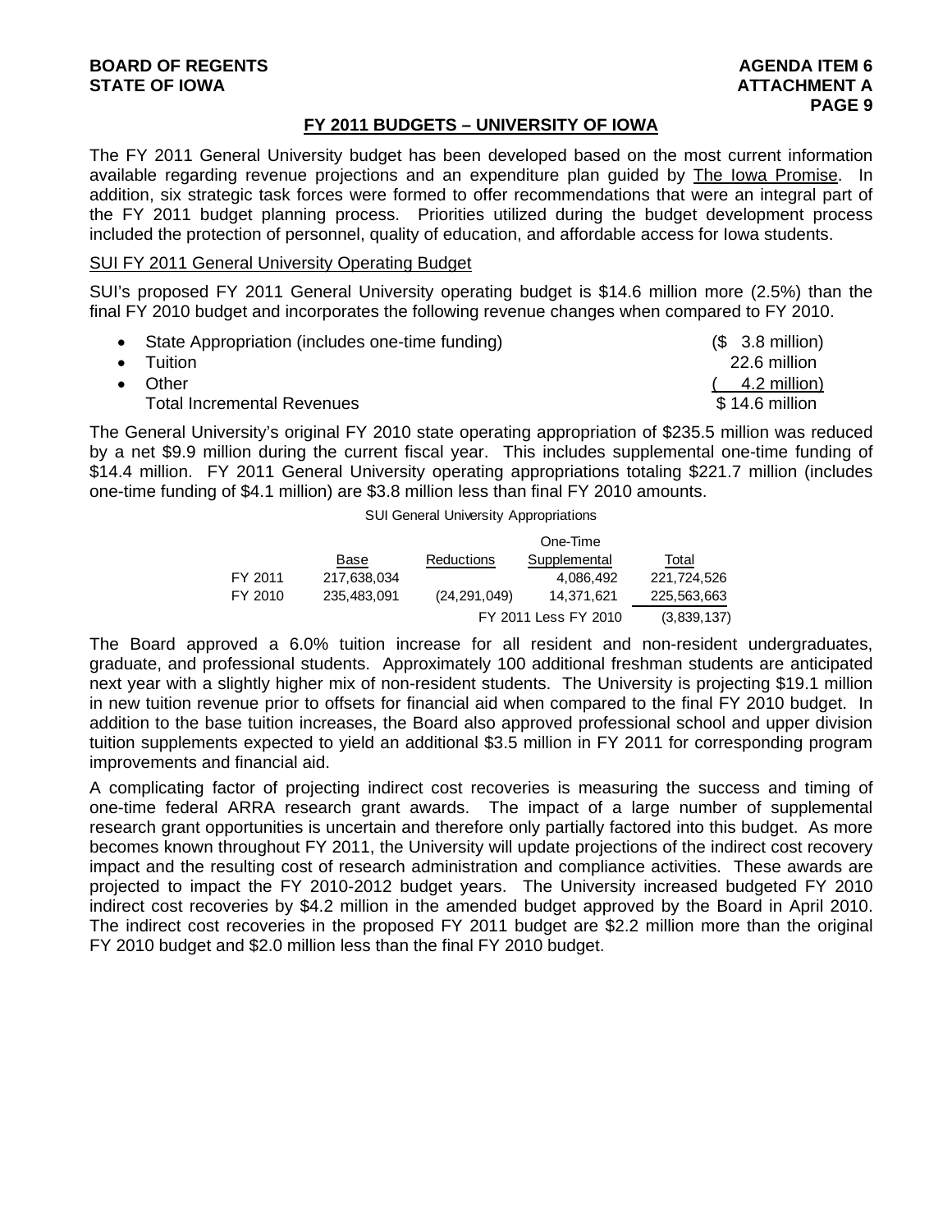## FY 2011 BUDGETS – UNIVERSITY OF IOWA

The FY 2011 General University budget has been developed based on the most current information available regarding revenue projections and an expenditure plan guided by The Iowa Promise. In addition, six strategic task forces were formed to offer recommendations that were an integral part of the FY 2011 budget planning process. Priorities utilized during the budget development process included the protection of personnel, quality of education, and affordable access for Iowa students.

### SUI FY 2011 General University Operating Budget

SUI's proposed FY 2011 General University operating budget is $14.6 million more (2.5%) than the final FY 2010 budget and incorporates the following revenue changes when compared to FY 2010.

| | |
|---|---|
| • State Appropriation (includes one-time funding) | ($ 3.8 million) |
| • Tuition | 22.6 million |
| • Other | ( 4.2 million) |
| Total Incremental Revenues | $ 14.6 million |

The General University's original FY 2010 state operating appropriation of $235.5 million was reduced by a net $9.9 million during the current fiscal year. This includes supplemental one-time funding of $14.4 million. FY 2011 General University operating appropriations totaling $221.7 million (includes one-time funding of $4.1 million) are $3.8 million less than final FY 2010 amounts.

SUI General University Appropriations

| | Base | Reductions | One-Time Supplemental | Total |
|---|---|---|---|---|
| FY 2011 | 217,638,034 | | 4,086,492 | 221,724,526 |
| FY 2010 | 235,483,091 | (24,291,049) | 14,371,621 | 225,563,663 |
| | | | FY 2011 Less FY 2010 | (3,839,137) |

The Board approved a 6.0% tuition increase for all resident and non-resident undergraduates, graduate, and professional students. Approximately 100 additional freshman students are anticipated next year with a slightly higher mix of non-resident students. The University is projecting $19.1 million in new tuition revenue prior to offsets for financial aid when compared to the final FY 2010 budget. In addition to the base tuition increases, the Board also approved professional school and upper division tuition supplements expected to yield an additional $3.5 million in FY 2011 for corresponding program improvements and financial aid.

A complicating factor of projecting indirect cost recoveries is measuring the success and timing of one-time federal ARRA research grant awards. The impact of a large number of supplemental research grant opportunities is uncertain and therefore only partially factored into this budget. As more becomes known throughout FY 2011, the University will update projections of the indirect cost recovery impact and the resulting cost of research administration and compliance activities. These awards are projected to impact the FY 2010-2012 budget years. The University increased budgeted FY 2010 indirect cost recoveries by $4.2 million in the amended budget approved by the Board in April 2010. The indirect cost recoveries in the proposed FY 2011 budget are $2.2 million more than the original FY 2010 budget and $2.0 million less than the final FY 2010 budget.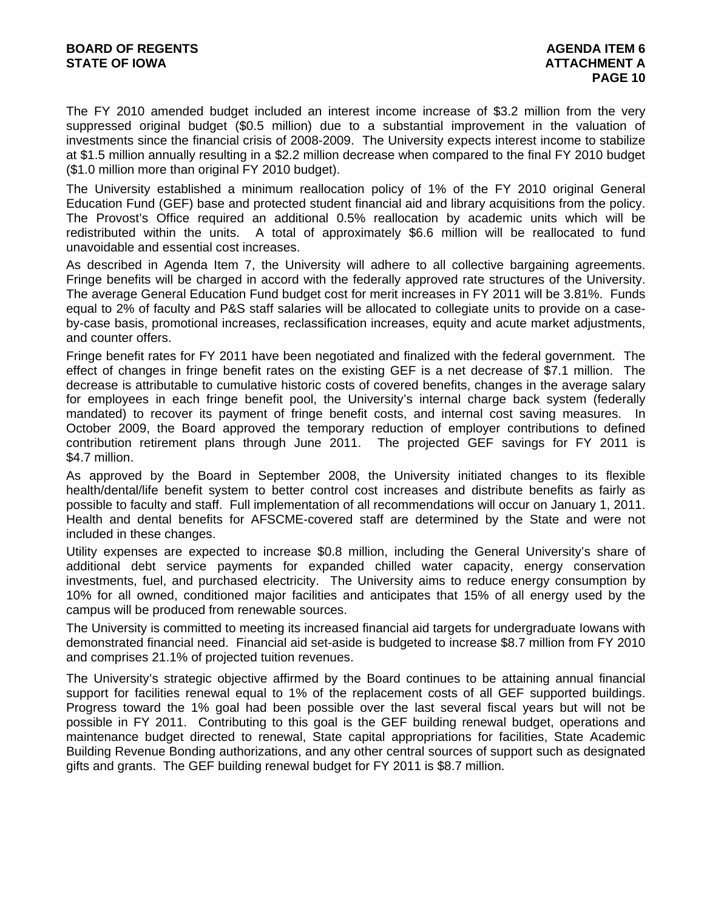The FY 2010 amended budget included an interest income increase of $3.2 million from the very suppressed original budget ($0.5 million) due to a substantial improvement in the valuation of investments since the financial crisis of 2008-2009. The University expects interest income to stabilize at $1.5 million annually resulting in a $2.2 million decrease when compared to the final FY 2010 budget ($1.0 million more than original FY 2010 budget).

The University established a minimum reallocation policy of 1% of the FY 2010 original General Education Fund (GEF) base and protected student financial aid and library acquisitions from the policy. The Provost's Office required an additional 0.5% reallocation by academic units which will be redistributed within the units. A total of approximately $6.6 million will be reallocated to fund unavoidable and essential cost increases.

As described in Agenda Item 7, the University will adhere to all collective bargaining agreements. Fringe benefits will be charged in accord with the federally approved rate structures of the University. The average General Education Fund budget cost for merit increases in FY 2011 will be 3.81%. Funds equal to 2% of faculty and P&S staff salaries will be allocated to collegiate units to provide on a case-by-case basis, promotional increases, reclassification increases, equity and acute market adjustments, and counter offers.

Fringe benefit rates for FY 2011 have been negotiated and finalized with the federal government. The effect of changes in fringe benefit rates on the existing GEF is a net decrease of $7.1 million. The decrease is attributable to cumulative historic costs of covered benefits, changes in the average salary for employees in each fringe benefit pool, the University's internal charge back system (federally mandated) to recover its payment of fringe benefit costs, and internal cost saving measures. In October 2009, the Board approved the temporary reduction of employer contributions to defined contribution retirement plans through June 2011. The projected GEF savings for FY 2011 is $4.7 million.

As approved by the Board in September 2008, the University initiated changes to its flexible health/dental/life benefit system to better control cost increases and distribute benefits as fairly as possible to faculty and staff. Full implementation of all recommendations will occur on January 1, 2011. Health and dental benefits for AFSCME-covered staff are determined by the State and were not included in these changes.

Utility expenses are expected to increase $0.8 million, including the General University's share of additional debt service payments for expanded chilled water capacity, energy conservation investments, fuel, and purchased electricity. The University aims to reduce energy consumption by 10% for all owned, conditioned major facilities and anticipates that 15% of all energy used by the campus will be produced from renewable sources.

The University is committed to meeting its increased financial aid targets for undergraduate Iowans with demonstrated financial need. Financial aid set-aside is budgeted to increase $8.7 million from FY 2010 and comprises 21.1% of projected tuition revenues.

The University's strategic objective affirmed by the Board continues to be attaining annual financial support for facilities renewal equal to 1% of the replacement costs of all GEF supported buildings. Progress toward the 1% goal had been possible over the last several fiscal years but will not be possible in FY 2011. Contributing to this goal is the GEF building renewal budget, operations and maintenance budget directed to renewal, State capital appropriations for facilities, State Academic Building Revenue Bonding authorizations, and any other central sources of support such as designated gifts and grants. The GEF building renewal budget for FY 2011 is $8.7 million.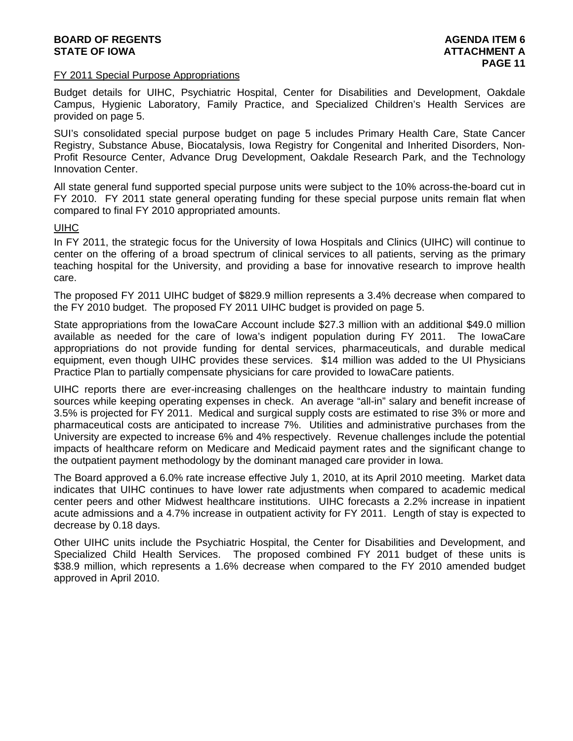FY 2011 Special Purpose Appropriations

Budget details for UIHC, Psychiatric Hospital, Center for Disabilities and Development, Oakdale Campus, Hygienic Laboratory, Family Practice, and Specialized Children's Health Services are provided on page 5.

SUI's consolidated special purpose budget on page 5 includes Primary Health Care, State Cancer Registry, Substance Abuse, Biocatalysis, Iowa Registry for Congenital and Inherited Disorders, Non-Profit Resource Center, Advance Drug Development, Oakdale Research Park, and the Technology Innovation Center.

All state general fund supported special purpose units were subject to the 10% across-the-board cut in FY 2010. FY 2011 state general operating funding for these special purpose units remain flat when compared to final FY 2010 appropriated amounts.

UIHC

In FY 2011, the strategic focus for the University of Iowa Hospitals and Clinics (UIHC) will continue to center on the offering of a broad spectrum of clinical services to all patients, serving as the primary teaching hospital for the University, and providing a base for innovative research to improve health care.

The proposed FY 2011 UIHC budget of $829.9 million represents a 3.4% decrease when compared to the FY 2010 budget. The proposed FY 2011 UIHC budget is provided on page 5.

State appropriations from the IowaCare Account include $27.3 million with an additional $49.0 million available as needed for the care of Iowa's indigent population during FY 2011. The IowaCare appropriations do not provide funding for dental services, pharmaceuticals, and durable medical equipment, even though UIHC provides these services. $14 million was added to the UI Physicians Practice Plan to partially compensate physicians for care provided to IowaCare patients.

UIHC reports there are ever-increasing challenges on the healthcare industry to maintain funding sources while keeping operating expenses in check. An average "all-in" salary and benefit increase of 3.5% is projected for FY 2011. Medical and surgical supply costs are estimated to rise 3% or more and pharmaceutical costs are anticipated to increase 7%. Utilities and administrative purchases from the University are expected to increase 6% and 4% respectively. Revenue challenges include the potential impacts of healthcare reform on Medicare and Medicaid payment rates and the significant change to the outpatient payment methodology by the dominant managed care provider in Iowa.

The Board approved a 6.0% rate increase effective July 1, 2010, at its April 2010 meeting. Market data indicates that UIHC continues to have lower rate adjustments when compared to academic medical center peers and other Midwest healthcare institutions. UIHC forecasts a 2.2% increase in inpatient acute admissions and a 4.7% increase in outpatient activity for FY 2011. Length of stay is expected to decrease by 0.18 days.

Other UIHC units include the Psychiatric Hospital, the Center for Disabilities and Development, and Specialized Child Health Services. The proposed combined FY 2011 budget of these units is $38.9 million, which represents a 1.6% decrease when compared to the FY 2010 amended budget approved in April 2010.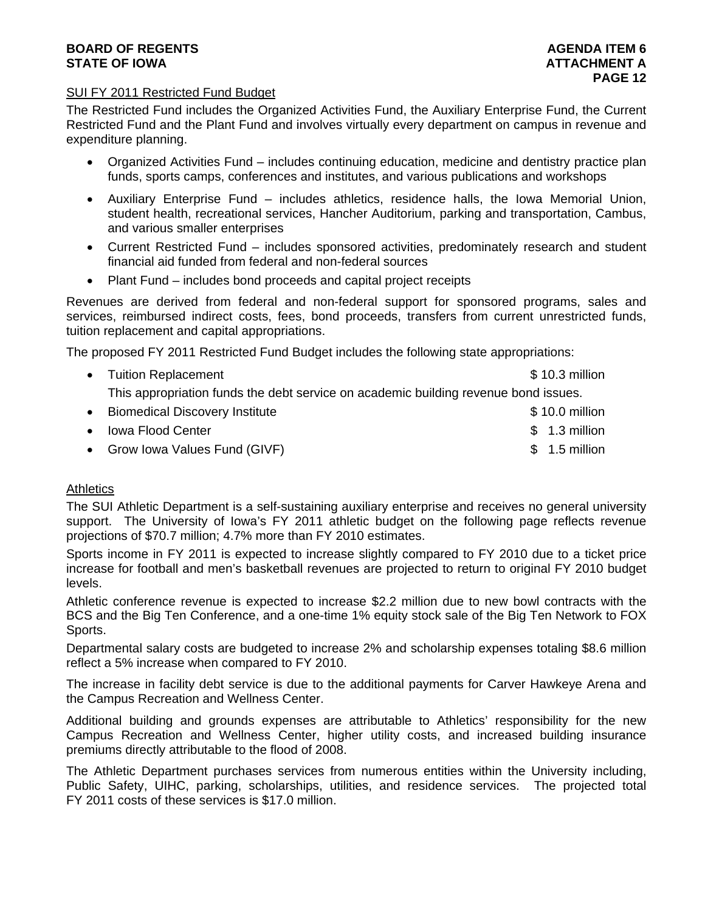## SUI FY 2011 Restricted Fund Budget

The Restricted Fund includes the Organized Activities Fund, the Auxiliary Enterprise Fund, the Current Restricted Fund and the Plant Fund and involves virtually every department on campus in revenue and expenditure planning.

- Organized Activities Fund – includes continuing education, medicine and dentistry practice plan funds, sports camps, conferences and institutes, and various publications and workshops
- Auxiliary Enterprise Fund – includes athletics, residence halls, the Iowa Memorial Union, student health, recreational services, Hancher Auditorium, parking and transportation, Cambus, and various smaller enterprises
- Current Restricted Fund – includes sponsored activities, predominately research and student financial aid funded from federal and non-federal sources
- Plant Fund – includes bond proceeds and capital project receipts

Revenues are derived from federal and non-federal support for sponsored programs, sales and services, reimbursed indirect costs, fees, bond proceeds, transfers from current unrestricted funds, tuition replacement and capital appropriations.

The proposed FY 2011 Restricted Fund Budget includes the following state appropriations:

- Tuition Replacement $ 10.3 million

  This appropriation funds the debt service on academic building revenue bond issues.
- Biomedical Discovery Institute $ 10.0 million
- Iowa Flood Center $ 1.3 million
- Grow Iowa Values Fund (GIVF) $ 1.5 million

## Athletics

The SUI Athletic Department is a self-sustaining auxiliary enterprise and receives no general university support. The University of Iowa's FY 2011 athletic budget on the following page reflects revenue projections of $70.7 million; 4.7% more than FY 2010 estimates.

Sports income in FY 2011 is expected to increase slightly compared to FY 2010 due to a ticket price increase for football and men's basketball revenues are projected to return to original FY 2010 budget levels.

Athletic conference revenue is expected to increase $2.2 million due to new bowl contracts with the BCS and the Big Ten Conference, and a one-time 1% equity stock sale of the Big Ten Network to FOX Sports.

Departmental salary costs are budgeted to increase 2% and scholarship expenses totaling $8.6 million reflect a 5% increase when compared to FY 2010.

The increase in facility debt service is due to the additional payments for Carver Hawkeye Arena and the Campus Recreation and Wellness Center.

Additional building and grounds expenses are attributable to Athletics' responsibility for the new Campus Recreation and Wellness Center, higher utility costs, and increased building insurance premiums directly attributable to the flood of 2008.

The Athletic Department purchases services from numerous entities within the University including, Public Safety, UIHC, parking, scholarships, utilities, and residence services. The projected total FY 2011 costs of these services is $17.0 million.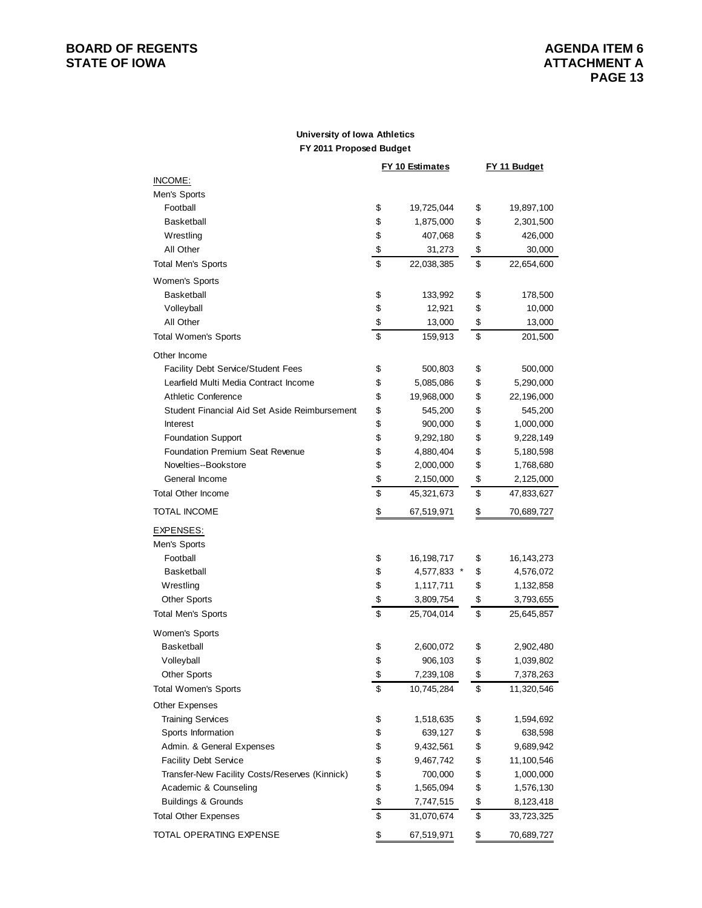**University of Iowa Athletics**
**FY 2011 Proposed Budget**

| | FY 10 Estimates | FY 11 Budget |
|---|---|---|
| INCOME: | | |
| Men's Sports | | |
| Football | $ 19,725,044 | $ 19,897,100 |
| Basketball | $ 1,875,000 | $ 2,301,500 |
| Wrestling | $ 407,068 | $ 426,000 |
| All Other | $ 31,273 | $ 30,000 |
| Total Men's Sports | $ 22,038,385 | $ 22,654,600 |
| Women's Sports | | |
| Basketball | $ 133,992 | $ 178,500 |
| Volleyball | $ 12,921 | $ 10,000 |
| All Other | $ 13,000 | $ 13,000 |
| Total Women's Sports | $ 159,913 | $ 201,500 |
| Other Income | | |
| Facility Debt Service/Student Fees | $ 500,803 | $ 500,000 |
| Learfield Multi Media Contract Income | $ 5,085,086 | $ 5,290,000 |
| Athletic Conference | $ 19,968,000 | $ 22,196,000 |
| Student Financial Aid Set Aside Reimbursement | $ 545,200 | $ 545,200 |
| Interest | $ 900,000 | $ 1,000,000 |
| Foundation Support | $ 9,292,180 | $ 9,228,149 |
| Foundation Premium Seat Revenue | $ 4,880,404 | $ 5,180,598 |
| Novelties--Bookstore | $ 2,000,000 | $ 1,768,680 |
| General Income | $ 2,150,000 | $ 2,125,000 |
| Total Other Income | $ 45,321,673 | $ 47,833,627 |
| TOTAL INCOME | $ 67,519,971 | $ 70,689,727 |
| EXPENSES: | | |
| Men's Sports | | |
| Football | $ 16,198,717 | $ 16,143,273 |
| Basketball | $ 4,577,833 * | $ 4,576,072 |
| Wrestling | $ 1,117,711 | $ 1,132,858 |
| Other Sports | $ 3,809,754 | $ 3,793,655 |
| Total Men's Sports | $ 25,704,014 | $ 25,645,857 |
| Women's Sports | | |
| Basketball | $ 2,600,072 | $ 2,902,480 |
| Volleyball | $ 906,103 | $ 1,039,802 |
| Other Sports | $ 7,239,108 | $ 7,378,263 |
| Total Women's Sports | $ 10,745,284 | $ 11,320,546 |
| Other Expenses | | |
| Training Services | $ 1,518,635 | $ 1,594,692 |
| Sports Information | $ 639,127 | $ 638,598 |
| Admin. & General Expenses | $ 9,432,561 | $ 9,689,942 |
| Facility Debt Service | $ 9,467,742 | $ 11,100,546 |
| Transfer-New Facility Costs/Reserves (Kinnick) | $ 700,000 | $ 1,000,000 |
| Academic & Counseling | $ 1,565,094 | $ 1,576,130 |
| Buildings & Grounds | $ 7,747,515 | $ 8,123,418 |
| Total Other Expenses | $ 31,070,674 | $ 33,723,325 |
| TOTAL OPERATING EXPENSE | $ 67,519,971 | $ 70,689,727 |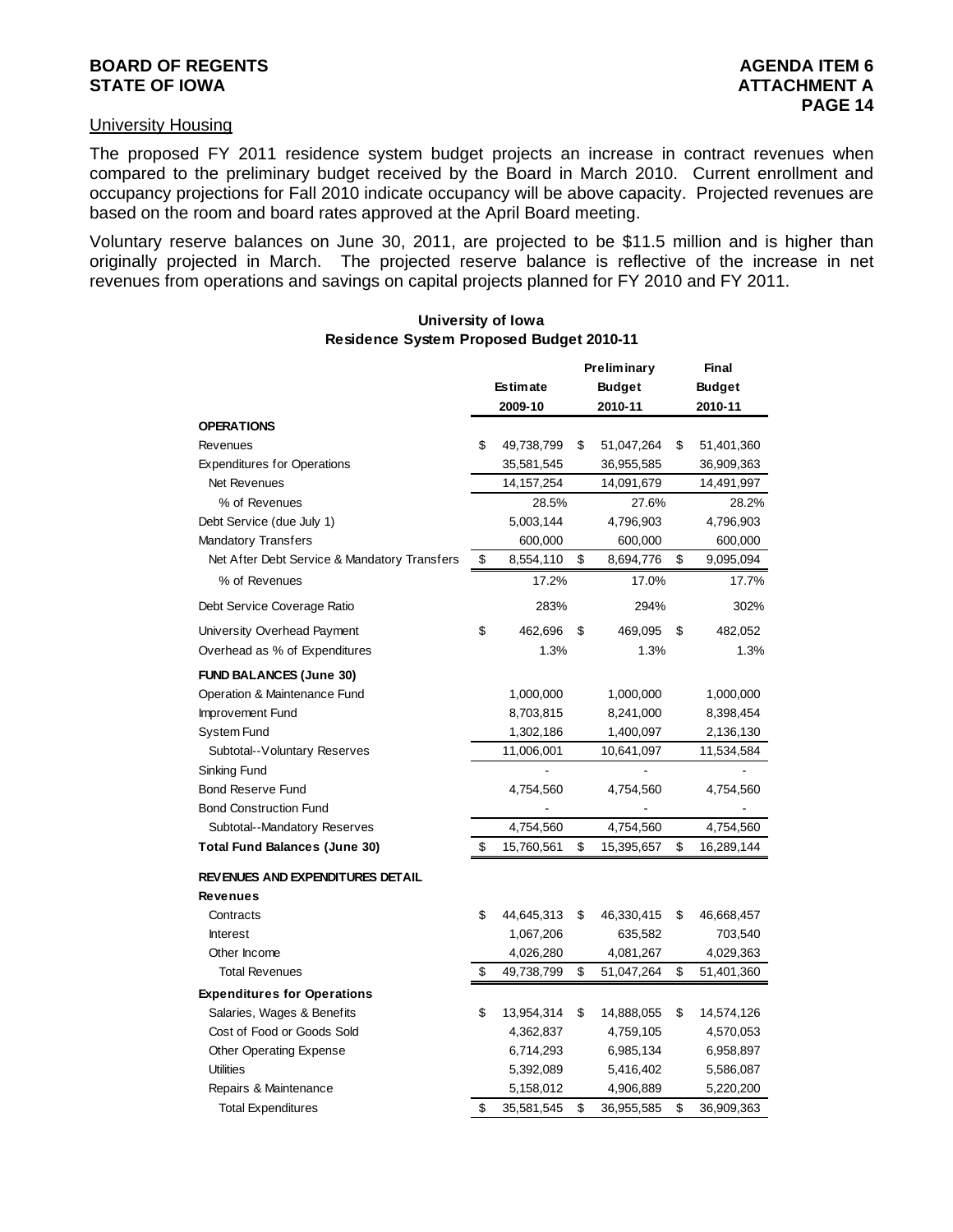## University Housing

The proposed FY 2011 residence system budget projects an increase in contract revenues when compared to the preliminary budget received by the Board in March 2010. Current enrollment and occupancy projections for Fall 2010 indicate occupancy will be above capacity. Projected revenues are based on the room and board rates approved at the April Board meeting.

Voluntary reserve balances on June 30, 2011, are projected to be $11.5 million and is higher than originally projected in March. The projected reserve balance is reflective of the increase in net revenues from operations and savings on capital projects planned for FY 2010 and FY 2011.

### University of Iowa
### Residence System Proposed Budget 2010-11

| | Estimate 2009-10 | Preliminary Budget 2010-11 | Final Budget 2010-11 |
|---|---|---|---|
| **OPERATIONS** | | | |
| Revenues | $ 49,738,799 | $ 51,047,264 | $ 51,401,360 |
| Expenditures for Operations | 35,581,545 | 36,955,585 | 36,909,363 |
| Net Revenues | 14,157,254 | 14,091,679 | 14,491,997 |
| % of Revenues | 28.5% | 27.6% | 28.2% |
| Debt Service (due July 1) | 5,003,144 | 4,796,903 | 4,796,903 |
| Mandatory Transfers | 600,000 | 600,000 | 600,000 |
| Net After Debt Service & Mandatory Transfers | $ 8,554,110 | $ 8,694,776 | $ 9,095,094 |
| % of Revenues | 17.2% | 17.0% | 17.7% |
| Debt Service Coverage Ratio | 283% | 294% | 302% |
| University Overhead Payment | $ 462,696 | $ 469,095 | $ 482,052 |
| Overhead as % of Expenditures | 1.3% | 1.3% | 1.3% |
| **FUND BALANCES (June 30)** | | | |
| Operation & Maintenance Fund | 1,000,000 | 1,000,000 | 1,000,000 |
| Improvement Fund | 8,703,815 | 8,241,000 | 8,398,454 |
| System Fund | 1,302,186 | 1,400,097 | 2,136,130 |
| Subtotal--Voluntary Reserves | 11,006,001 | 10,641,097 | 11,534,584 |
| Sinking Fund | - | - | - |
| Bond Reserve Fund | 4,754,560 | 4,754,560 | 4,754,560 |
| Bond Construction Fund | - | - | - |
| Subtotal--Mandatory Reserves | 4,754,560 | 4,754,560 | 4,754,560 |
| **Total Fund Balances (June 30)** | $ 15,760,561 | $ 15,395,657 | $ 16,289,144 |
| **REVENUES AND EXPENDITURES DETAIL** | | | |
| **Revenues** | | | |
| Contracts | $ 44,645,313 | $ 46,330,415 | $ 46,668,457 |
| Interest | 1,067,206 | 635,582 | 703,540 |
| Other Income | 4,026,280 | 4,081,267 | 4,029,363 |
| Total Revenues | $ 49,738,799 | $ 51,047,264 | $ 51,401,360 |
| **Expenditures for Operations** | | | |
| Salaries, Wages & Benefits | $ 13,954,314 | $ 14,888,055 | $ 14,574,126 |
| Cost of Food or Goods Sold | 4,362,837 | 4,759,105 | 4,570,053 |
| Other Operating Expense | 6,714,293 | 6,985,134 | 6,958,897 |
| Utilities | 5,392,089 | 5,416,402 | 5,586,087 |
| Repairs & Maintenance | 5,158,012 | 4,906,889 | 5,220,200 |
| Total Expenditures | $ 35,581,545 | $ 36,955,585 | $ 36,909,363 |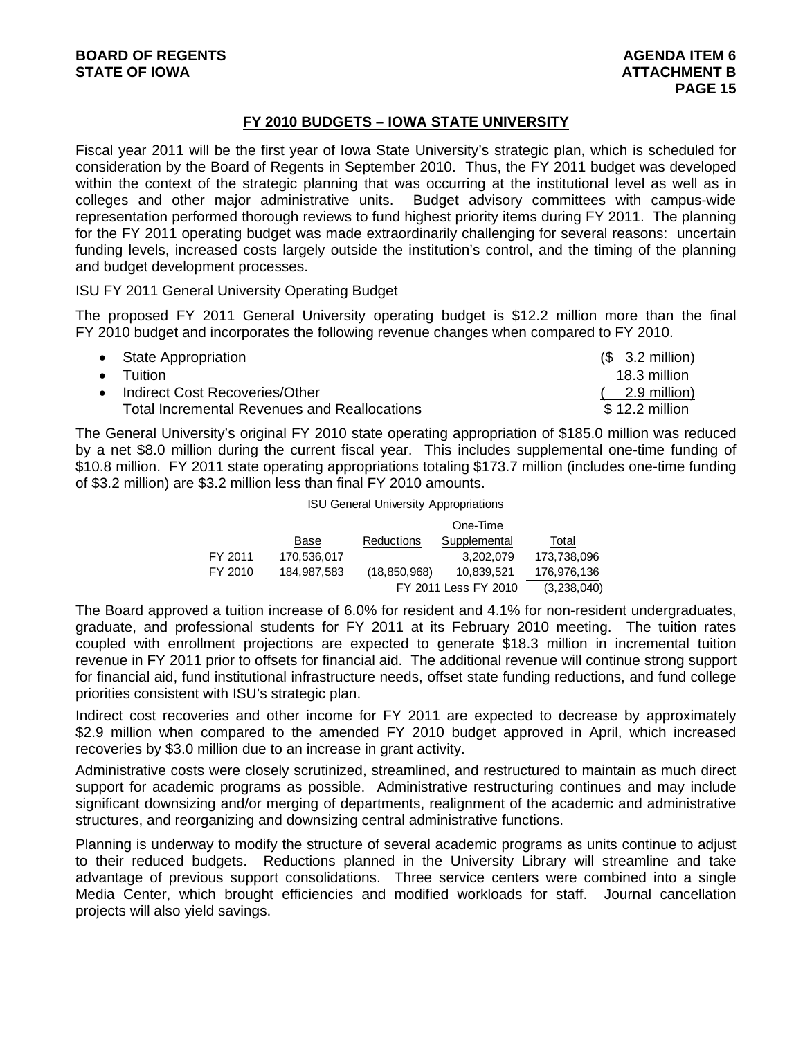## FY 2010 BUDGETS – IOWA STATE UNIVERSITY

Fiscal year 2011 will be the first year of Iowa State University's strategic plan, which is scheduled for consideration by the Board of Regents in September 2010. Thus, the FY 2011 budget was developed within the context of the strategic planning that was occurring at the institutional level as well as in colleges and other major administrative units. Budget advisory committees with campus-wide representation performed thorough reviews to fund highest priority items during FY 2011. The planning for the FY 2011 operating budget was made extraordinarily challenging for several reasons: uncertain funding levels, increased costs largely outside the institution's control, and the timing of the planning and budget development processes.

### ISU FY 2011 General University Operating Budget

The proposed FY 2011 General University operating budget is $12.2 million more than the final FY 2010 budget and incorporates the following revenue changes when compared to FY 2010.

| | |
|---|---|
| • State Appropriation | ($ 3.2 million) |
| • Tuition | 18.3 million |
| • Indirect Cost Recoveries/Other | ( 2.9 million) |
| Total Incremental Revenues and Reallocations | $ 12.2 million |

The General University's original FY 2010 state operating appropriation of $185.0 million was reduced by a net $8.0 million during the current fiscal year. This includes supplemental one-time funding of $10.8 million. FY 2011 state operating appropriations totaling $173.7 million (includes one-time funding of $3.2 million) are $3.2 million less than final FY 2010 amounts.

ISU General University Appropriations

| | Base | Reductions | One-Time Supplemental | Total |
|---|---|---|---|---|
| FY 2011 | 170,536,017 | | 3,202,079 | 173,738,096 |
| FY 2010 | 184,987,583 | (18,850,968) | 10,839,521 | 176,976,136 |
| | | | FY 2011 Less FY 2010 | (3,238,040) |

The Board approved a tuition increase of 6.0% for resident and 4.1% for non-resident undergraduates, graduate, and professional students for FY 2011 at its February 2010 meeting. The tuition rates coupled with enrollment projections are expected to generate $18.3 million in incremental tuition revenue in FY 2011 prior to offsets for financial aid. The additional revenue will continue strong support for financial aid, fund institutional infrastructure needs, offset state funding reductions, and fund college priorities consistent with ISU's strategic plan.

Indirect cost recoveries and other income for FY 2011 are expected to decrease by approximately $2.9 million when compared to the amended FY 2010 budget approved in April, which increased recoveries by $3.0 million due to an increase in grant activity.

Administrative costs were closely scrutinized, streamlined, and restructured to maintain as much direct support for academic programs as possible. Administrative restructuring continues and may include significant downsizing and/or merging of departments, realignment of the academic and administrative structures, and reorganizing and downsizing central administrative functions.

Planning is underway to modify the structure of several academic programs as units continue to adjust to their reduced budgets. Reductions planned in the University Library will streamline and take advantage of previous support consolidations. Three service centers were combined into a single Media Center, which brought efficiencies and modified workloads for staff. Journal cancellation projects will also yield savings.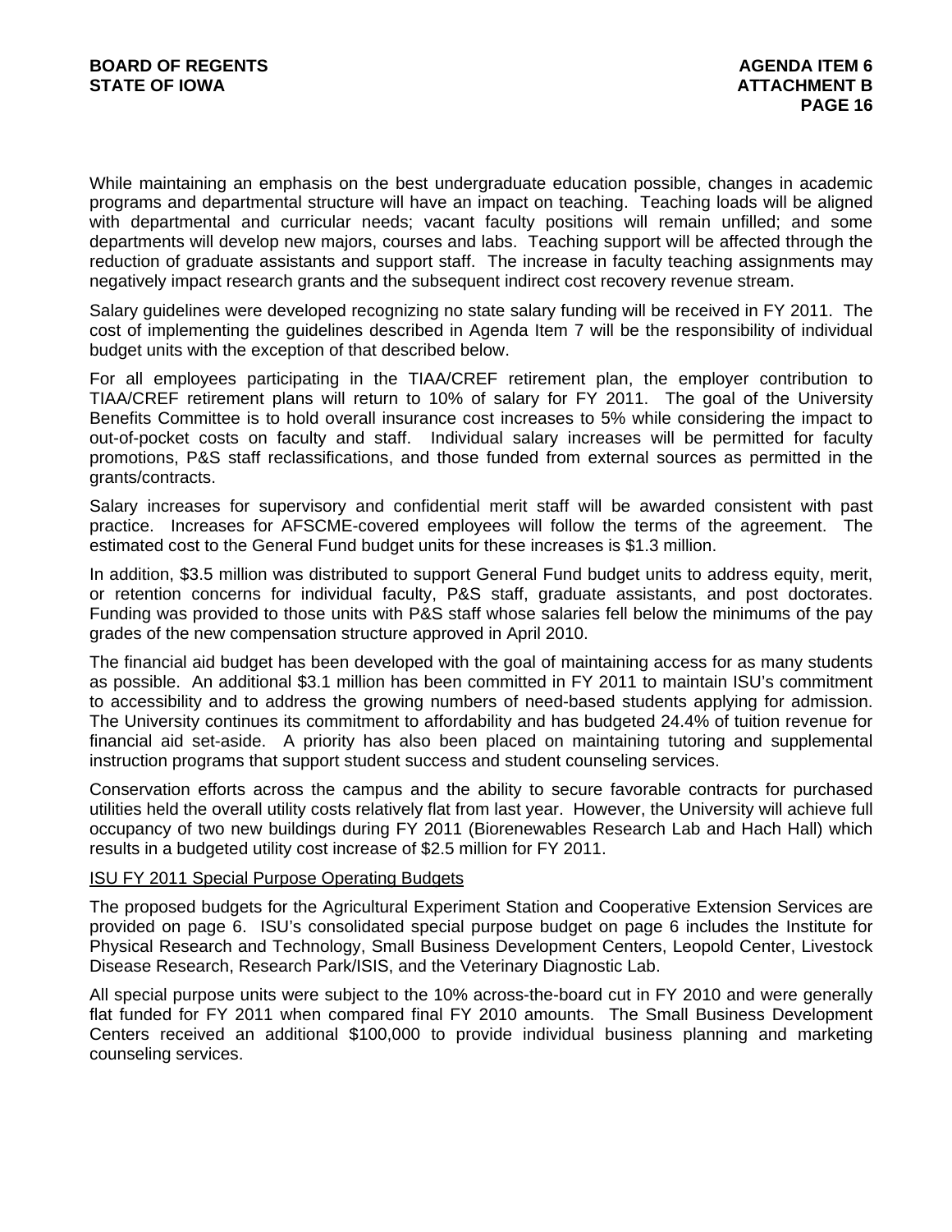While maintaining an emphasis on the best undergraduate education possible, changes in academic programs and departmental structure will have an impact on teaching. Teaching loads will be aligned with departmental and curricular needs; vacant faculty positions will remain unfilled; and some departments will develop new majors, courses and labs. Teaching support will be affected through the reduction of graduate assistants and support staff. The increase in faculty teaching assignments may negatively impact research grants and the subsequent indirect cost recovery revenue stream.

Salary guidelines were developed recognizing no state salary funding will be received in FY 2011. The cost of implementing the guidelines described in Agenda Item 7 will be the responsibility of individual budget units with the exception of that described below.

For all employees participating in the TIAA/CREF retirement plan, the employer contribution to TIAA/CREF retirement plans will return to 10% of salary for FY 2011. The goal of the University Benefits Committee is to hold overall insurance cost increases to 5% while considering the impact to out-of-pocket costs on faculty and staff. Individual salary increases will be permitted for faculty promotions, P&S staff reclassifications, and those funded from external sources as permitted in the grants/contracts.

Salary increases for supervisory and confidential merit staff will be awarded consistent with past practice. Increases for AFSCME-covered employees will follow the terms of the agreement. The estimated cost to the General Fund budget units for these increases is $1.3 million.

In addition, $3.5 million was distributed to support General Fund budget units to address equity, merit, or retention concerns for individual faculty, P&S staff, graduate assistants, and post doctorates. Funding was provided to those units with P&S staff whose salaries fell below the minimums of the pay grades of the new compensation structure approved in April 2010.

The financial aid budget has been developed with the goal of maintaining access for as many students as possible. An additional $3.1 million has been committed in FY 2011 to maintain ISU's commitment to accessibility and to address the growing numbers of need-based students applying for admission. The University continues its commitment to affordability and has budgeted 24.4% of tuition revenue for financial aid set-aside. A priority has also been placed on maintaining tutoring and supplemental instruction programs that support student success and student counseling services.

Conservation efforts across the campus and the ability to secure favorable contracts for purchased utilities held the overall utility costs relatively flat from last year. However, the University will achieve full occupancy of two new buildings during FY 2011 (Biorenewables Research Lab and Hach Hall) which results in a budgeted utility cost increase of $2.5 million for FY 2011.

ISU FY 2011 Special Purpose Operating Budgets

The proposed budgets for the Agricultural Experiment Station and Cooperative Extension Services are provided on page 6. ISU's consolidated special purpose budget on page 6 includes the Institute for Physical Research and Technology, Small Business Development Centers, Leopold Center, Livestock Disease Research, Research Park/ISIS, and the Veterinary Diagnostic Lab.

All special purpose units were subject to the 10% across-the-board cut in FY 2010 and were generally flat funded for FY 2011 when compared final FY 2010 amounts. The Small Business Development Centers received an additional $100,000 to provide individual business planning and marketing counseling services.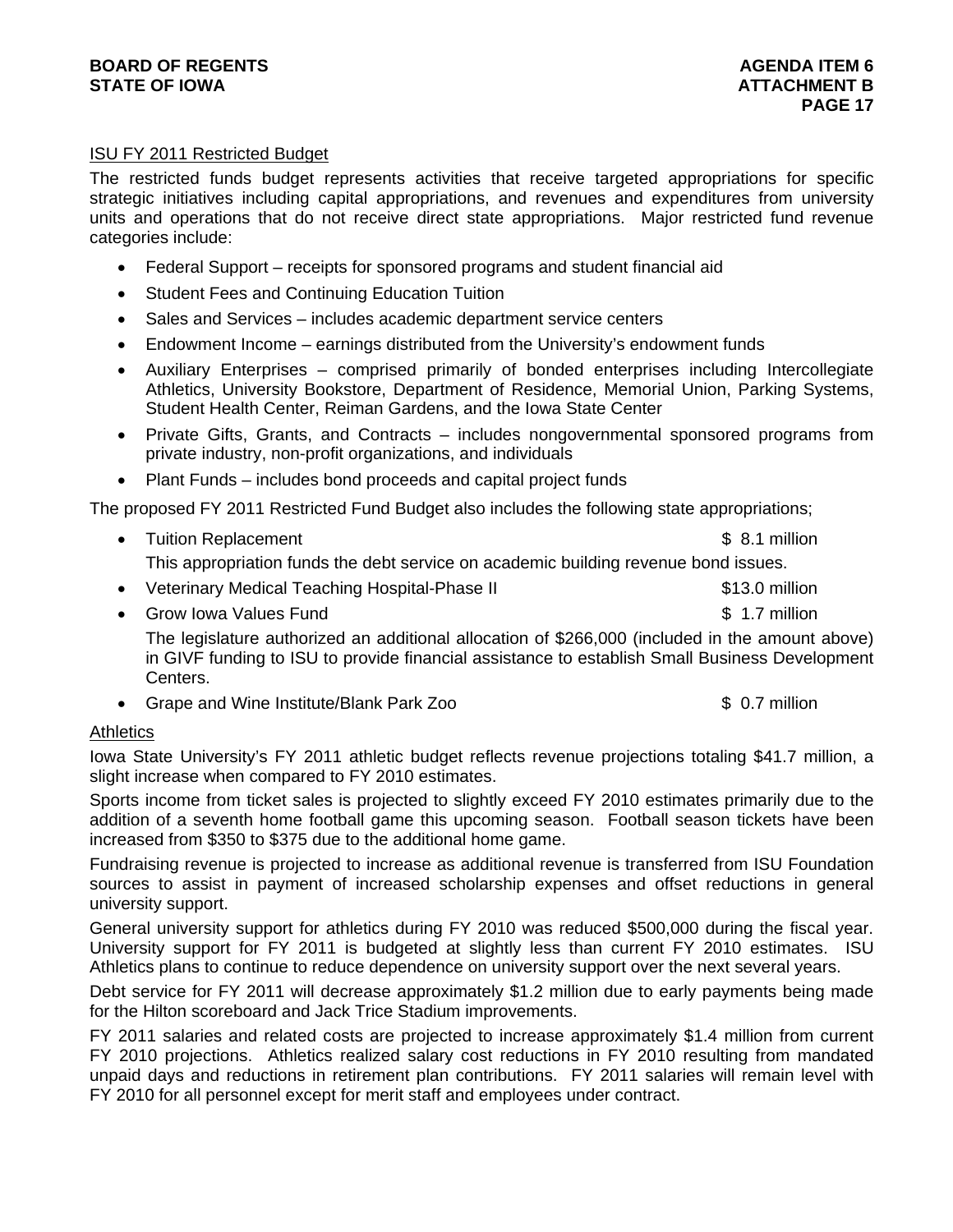## ISU FY 2011 Restricted Budget

The restricted funds budget represents activities that receive targeted appropriations for specific strategic initiatives including capital appropriations, and revenues and expenditures from university units and operations that do not receive direct state appropriations. Major restricted fund revenue categories include:

- Federal Support – receipts for sponsored programs and student financial aid
- Student Fees and Continuing Education Tuition
- Sales and Services – includes academic department service centers
- Endowment Income – earnings distributed from the University's endowment funds
- Auxiliary Enterprises – comprised primarily of bonded enterprises including Intercollegiate Athletics, University Bookstore, Department of Residence, Memorial Union, Parking Systems, Student Health Center, Reiman Gardens, and the Iowa State Center
- Private Gifts, Grants, and Contracts – includes nongovernmental sponsored programs from private industry, non-profit organizations, and individuals
- Plant Funds – includes bond proceeds and capital project funds

The proposed FY 2011 Restricted Fund Budget also includes the following state appropriations;

- Tuition Replacement $ 8.1 million

  This appropriation funds the debt service on academic building revenue bond issues.
- Veterinary Medical Teaching Hospital-Phase II $13.0 million
- Grow Iowa Values Fund $ 1.7 million

  The legislature authorized an additional allocation of $266,000 (included in the amount above) in GIVF funding to ISU to provide financial assistance to establish Small Business Development Centers.
- Grape and Wine Institute/Blank Park Zoo $ 0.7 million

## Athletics

Iowa State University's FY 2011 athletic budget reflects revenue projections totaling $41.7 million, a slight increase when compared to FY 2010 estimates.

Sports income from ticket sales is projected to slightly exceed FY 2010 estimates primarily due to the addition of a seventh home football game this upcoming season. Football season tickets have been increased from $350 to $375 due to the additional home game.

Fundraising revenue is projected to increase as additional revenue is transferred from ISU Foundation sources to assist in payment of increased scholarship expenses and offset reductions in general university support.

General university support for athletics during FY 2010 was reduced $500,000 during the fiscal year. University support for FY 2011 is budgeted at slightly less than current FY 2010 estimates. ISU Athletics plans to continue to reduce dependence on university support over the next several years.

Debt service for FY 2011 will decrease approximately $1.2 million due to early payments being made for the Hilton scoreboard and Jack Trice Stadium improvements.

FY 2011 salaries and related costs are projected to increase approximately $1.4 million from current FY 2010 projections. Athletics realized salary cost reductions in FY 2010 resulting from mandated unpaid days and reductions in retirement plan contributions. FY 2011 salaries will remain level with FY 2010 for all personnel except for merit staff and employees under contract.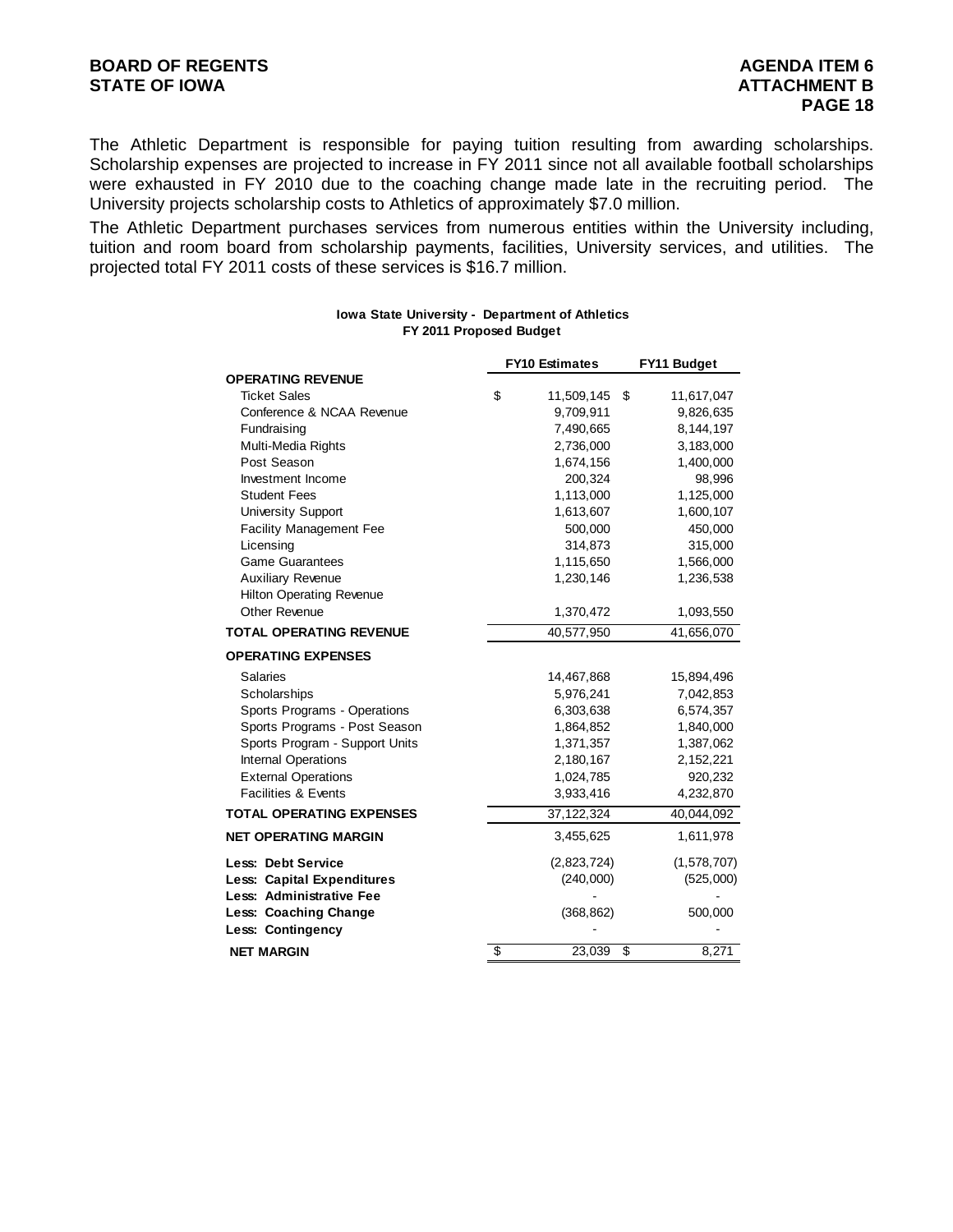The Athletic Department is responsible for paying tuition resulting from awarding scholarships. Scholarship expenses are projected to increase in FY 2011 since not all available football scholarships were exhausted in FY 2010 due to the coaching change made late in the recruiting period. The University projects scholarship costs to Athletics of approximately $7.0 million.

The Athletic Department purchases services from numerous entities within the University including, tuition and room board from scholarship payments, facilities, University services, and utilities. The projected total FY 2011 costs of these services is $16.7 million.

**Iowa State University - Department of Athletics**
**FY 2011 Proposed Budget**

| | FY10 Estimates | FY11 Budget |
|---|---|---|
| **OPERATING REVENUE** | | |
| Ticket Sales | $ 11,509,145 | $ 11,617,047 |
| Conference & NCAA Revenue | 9,709,911 | 9,826,635 |
| Fundraising | 7,490,665 | 8,144,197 |
| Multi-Media Rights | 2,736,000 | 3,183,000 |
| Post Season | 1,674,156 | 1,400,000 |
| Investment Income | 200,324 | 98,996 |
| Student Fees | 1,113,000 | 1,125,000 |
| University Support | 1,613,607 | 1,600,107 |
| Facility Management Fee | 500,000 | 450,000 |
| Licensing | 314,873 | 315,000 |
| Game Guarantees | 1,115,650 | 1,566,000 |
| Auxiliary Revenue | 1,230,146 | 1,236,538 |
| Hilton Operating Revenue | | |
| Other Revenue | 1,370,472 | 1,093,550 |
| **TOTAL OPERATING REVENUE** | 40,577,950 | 41,656,070 |
| **OPERATING EXPENSES** | | |
| Salaries | 14,467,868 | 15,894,496 |
| Scholarships | 5,976,241 | 7,042,853 |
| Sports Programs - Operations | 6,303,638 | 6,574,357 |
| Sports Programs - Post Season | 1,864,852 | 1,840,000 |
| Sports Program - Support Units | 1,371,357 | 1,387,062 |
| Internal Operations | 2,180,167 | 2,152,221 |
| External Operations | 1,024,785 | 920,232 |
| Facilities & Events | 3,933,416 | 4,232,870 |
| **TOTAL OPERATING EXPENSES** | 37,122,324 | 40,044,092 |
| **NET OPERATING MARGIN** | 3,455,625 | 1,611,978 |
| **Less: Debt Service** | (2,823,724) | (1,578,707) |
| **Less: Capital Expenditures** | (240,000) | (525,000) |
| **Less: Administrative Fee** | - | - |
| **Less: Coaching Change** | (368,862) | 500,000 |
| **Less: Contingency** | - | - |
| **NET MARGIN** | $ 23,039 | $ 8,271 |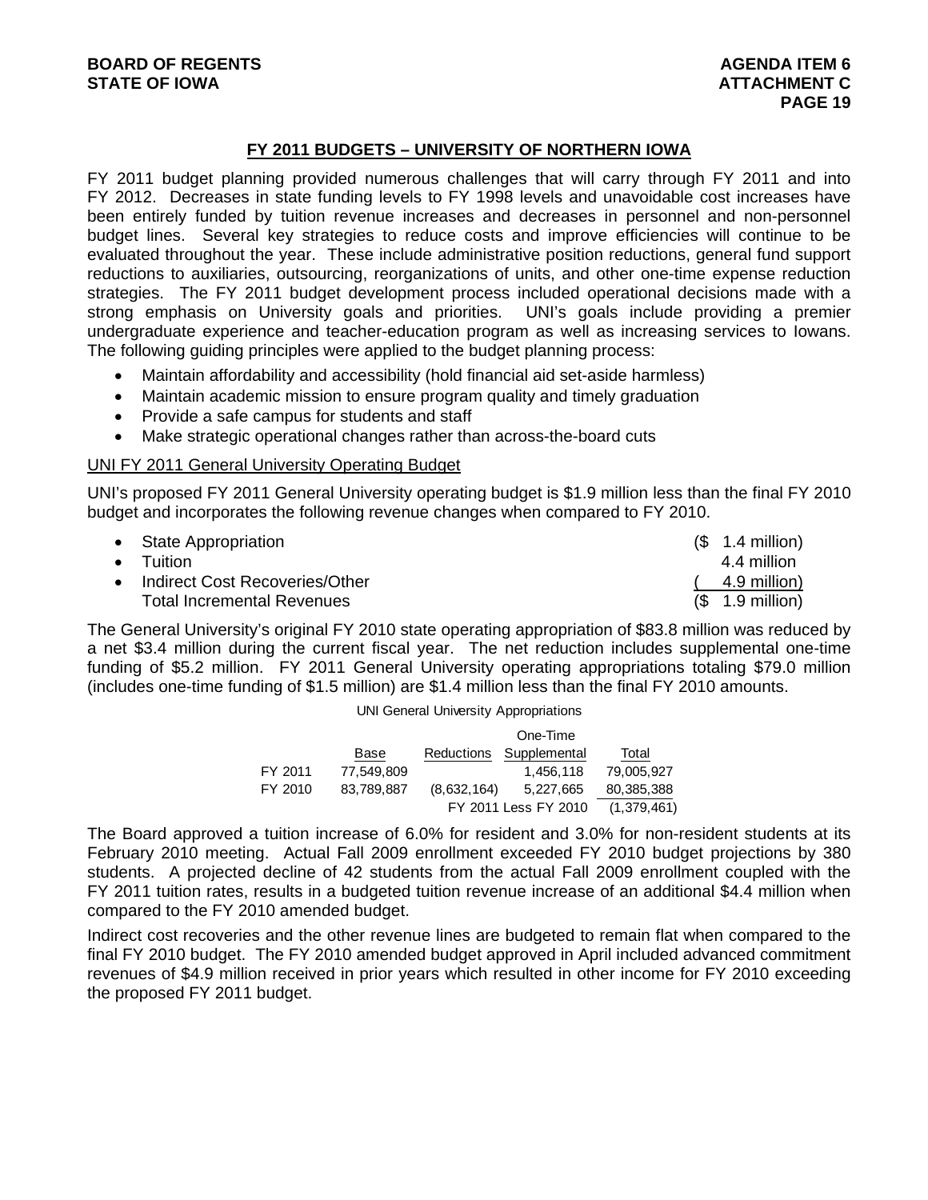## FY 2011 BUDGETS – UNIVERSITY OF NORTHERN IOWA

FY 2011 budget planning provided numerous challenges that will carry through FY 2011 and into FY 2012. Decreases in state funding levels to FY 1998 levels and unavoidable cost increases have been entirely funded by tuition revenue increases and decreases in personnel and non-personnel budget lines. Several key strategies to reduce costs and improve efficiencies will continue to be evaluated throughout the year. These include administrative position reductions, general fund support reductions to auxiliaries, outsourcing, reorganizations of units, and other one-time expense reduction strategies. The FY 2011 budget development process included operational decisions made with a strong emphasis on University goals and priorities. UNI's goals include providing a premier undergraduate experience and teacher-education program as well as increasing services to Iowans. The following guiding principles were applied to the budget planning process:

- Maintain affordability and accessibility (hold financial aid set-aside harmless)
- Maintain academic mission to ensure program quality and timely graduation
- Provide a safe campus for students and staff
- Make strategic operational changes rather than across-the-board cuts

### UNI FY 2011 General University Operating Budget

UNI's proposed FY 2011 General University operating budget is $1.9 million less than the final FY 2010 budget and incorporates the following revenue changes when compared to FY 2010.

| | |
|---|---|
| • State Appropriation | ($ 1.4 million) |
| • Tuition | 4.4 million |
| • Indirect Cost Recoveries/Other | ( 4.9 million) |
| Total Incremental Revenues | ($ 1.9 million) |

The General University's original FY 2010 state operating appropriation of $83.8 million was reduced by a net $3.4 million during the current fiscal year. The net reduction includes supplemental one-time funding of $5.2 million. FY 2011 General University operating appropriations totaling $79.0 million (includes one-time funding of $1.5 million) are $1.4 million less than the final FY 2010 amounts.

UNI General University Appropriations

| | Base | Reductions | One-Time Supplemental | Total |
|---|---|---|---|---|
| FY 2011 | 77,549,809 | | 1,456,118 | 79,005,927 |
| FY 2010 | 83,789,887 | (8,632,164) | 5,227,665 | 80,385,388 |
| | | | FY 2011 Less FY 2010 | (1,379,461) |

The Board approved a tuition increase of 6.0% for resident and 3.0% for non-resident students at its February 2010 meeting. Actual Fall 2009 enrollment exceeded FY 2010 budget projections by 380 students. A projected decline of 42 students from the actual Fall 2009 enrollment coupled with the FY 2011 tuition rates, results in a budgeted tuition revenue increase of an additional $4.4 million when compared to the FY 2010 amended budget.

Indirect cost recoveries and the other revenue lines are budgeted to remain flat when compared to the final FY 2010 budget. The FY 2010 amended budget approved in April included advanced commitment revenues of $4.9 million received in prior years which resulted in other income for FY 2010 exceeding the proposed FY 2011 budget.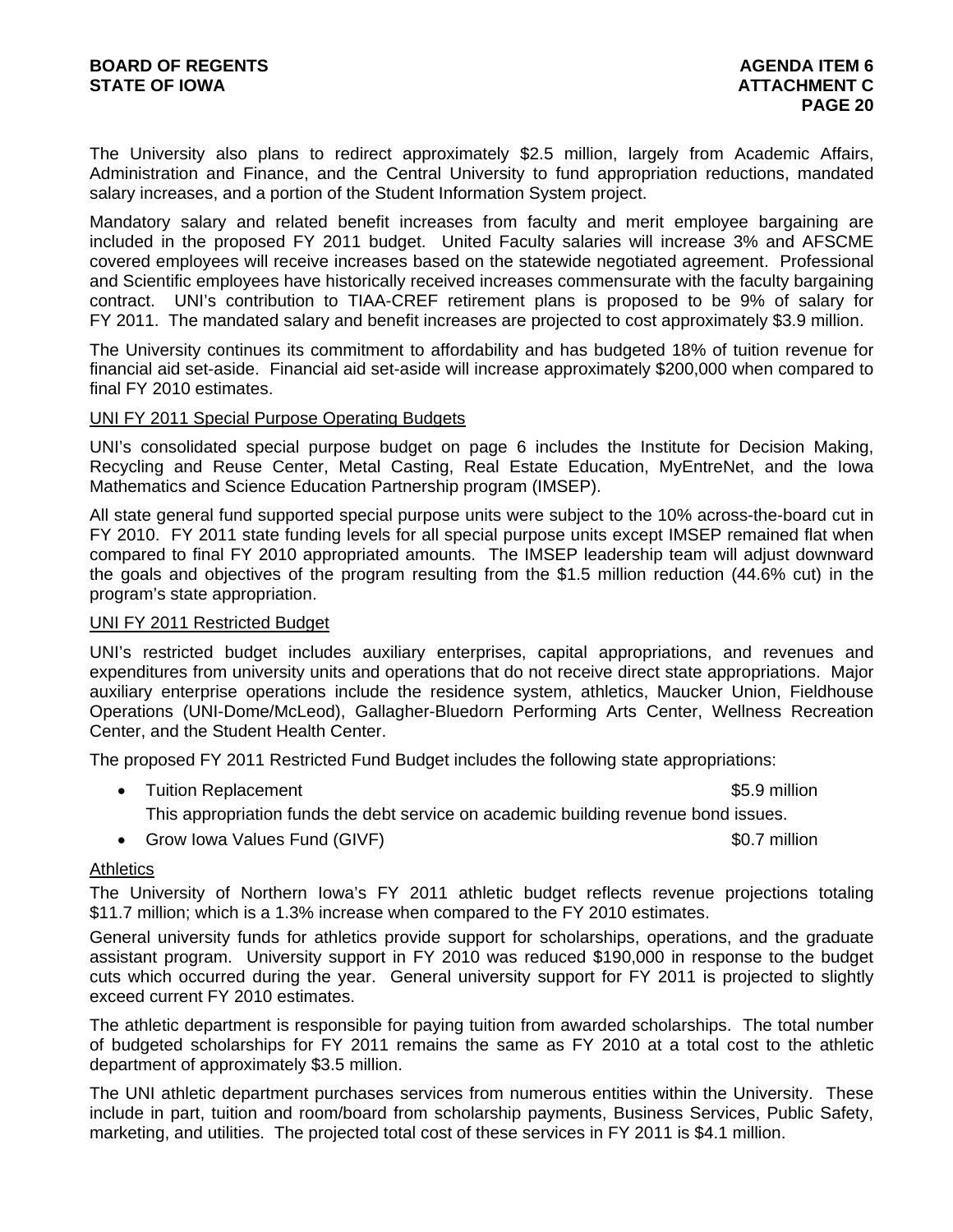The University also plans to redirect approximately \$2.5 million, largely from Academic Affairs, Administration and Finance, and the Central University to fund appropriation reductions, mandated salary increases, and a portion of the Student Information System project.

Mandatory salary and related benefit increases from faculty and merit employee bargaining are included in the proposed FY 2011 budget. United Faculty salaries will increase 3% and AFSCME covered employees will receive increases based on the statewide negotiated agreement. Professional and Scientific employees have historically received increases commensurate with the faculty bargaining contract. UNI's contribution to TIAA-CREF retirement plans is proposed to be 9% of salary for FY 2011. The mandated salary and benefit increases are projected to cost approximately \$3.9 million.

The University continues its commitment to affordability and has budgeted 18% of tuition revenue for financial aid set-aside. Financial aid set-aside will increase approximately \$200,000 when compared to final FY 2010 estimates.

## UNI FY 2011 Special Purpose Operating Budgets

UNI's consolidated special purpose budget on page 6 includes the Institute for Decision Making, Recycling and Reuse Center, Metal Casting, Real Estate Education, MyEntreNet, and the Iowa Mathematics and Science Education Partnership program (IMSEP).

All state general fund supported special purpose units were subject to the 10% across-the-board cut in FY 2010. FY 2011 state funding levels for all special purpose units except IMSEP remained flat when compared to final FY 2010 appropriated amounts. The IMSEP leadership team will adjust downward the goals and objectives of the program resulting from the \$1.5 million reduction (44.6% cut) in the program's state appropriation.

## UNI FY 2011 Restricted Budget

UNI's restricted budget includes auxiliary enterprises, capital appropriations, and revenues and expenditures from university units and operations that do not receive direct state appropriations. Major auxiliary enterprise operations include the residence system, athletics, Maucker Union, Fieldhouse Operations (UNI-Dome/McLeod), Gallagher-Bluedorn Performing Arts Center, Wellness Recreation Center, and the Student Health Center.

The proposed FY 2011 Restricted Fund Budget includes the following state appropriations:

- Tuition Replacement — \$5.9 million

  This appropriation funds the debt service on academic building revenue bond issues.

- Grow Iowa Values Fund (GIVF) — \$0.7 million

## Athletics

The University of Northern Iowa's FY 2011 athletic budget reflects revenue projections totaling \$11.7 million; which is a 1.3% increase when compared to the FY 2010 estimates.

General university funds for athletics provide support for scholarships, operations, and the graduate assistant program. University support in FY 2010 was reduced \$190,000 in response to the budget cuts which occurred during the year. General university support for FY 2011 is projected to slightly exceed current FY 2010 estimates.

The athletic department is responsible for paying tuition from awarded scholarships. The total number of budgeted scholarships for FY 2011 remains the same as FY 2010 at a total cost to the athletic department of approximately \$3.5 million.

The UNI athletic department purchases services from numerous entities within the University. These include in part, tuition and room/board from scholarship payments, Business Services, Public Safety, marketing, and utilities. The projected total cost of these services in FY 2011 is \$4.1 million.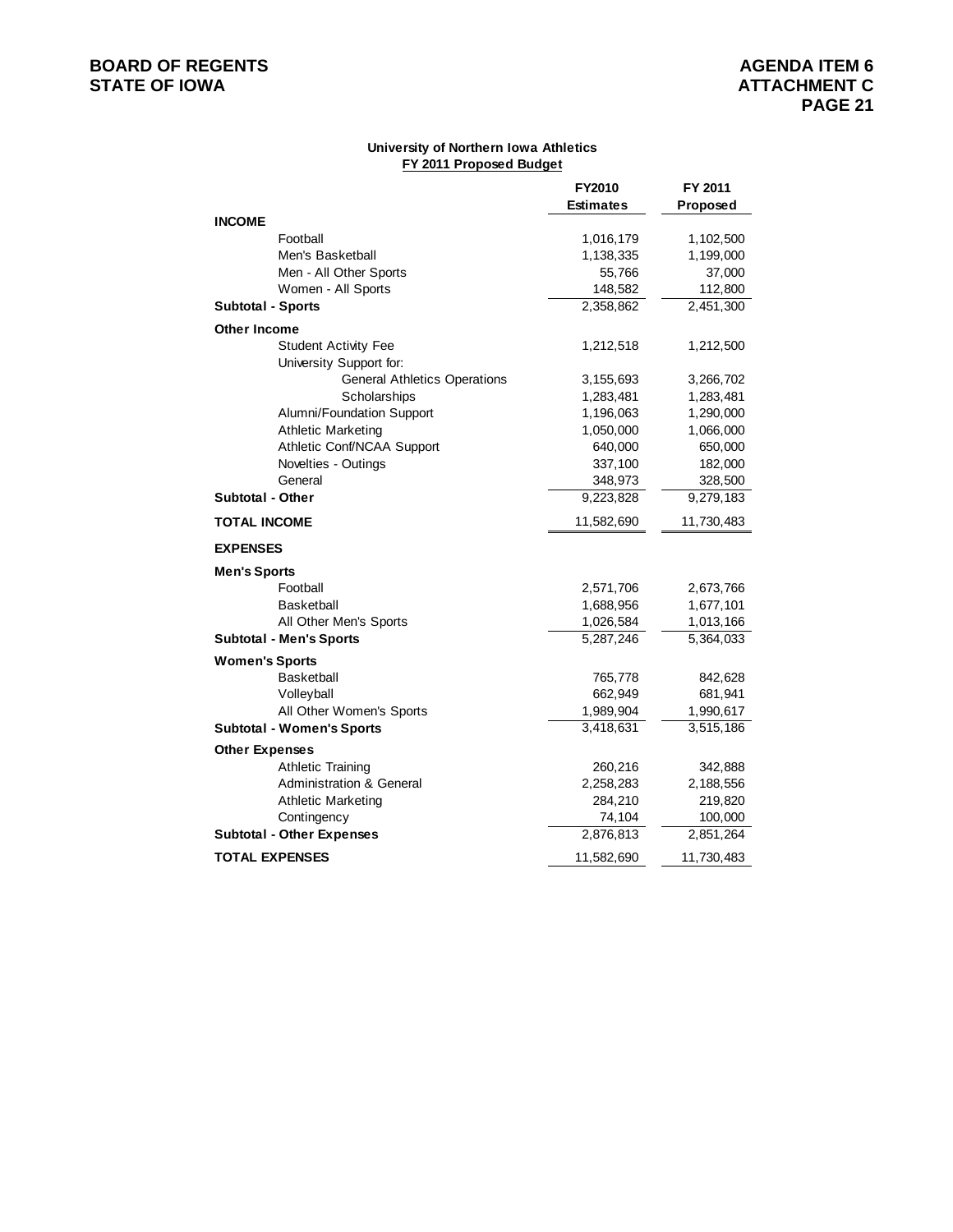**University of Northern Iowa Athletics**

**FY 2011 Proposed Budget**

| | FY2010 Estimates | FY 2011 Proposed |
|---|---|---|
| **INCOME** | | |
| Football | 1,016,179 | 1,102,500 |
| Men's Basketball | 1,138,335 | 1,199,000 |
| Men - All Other Sports | 55,766 | 37,000 |
| Women - All Sports | 148,582 | 112,800 |
| **Subtotal - Sports** | 2,358,862 | 2,451,300 |
| **Other Income** | | |
| Student Activity Fee | 1,212,518 | 1,212,500 |
| University Support for: | | |
| General Athletics Operations | 3,155,693 | 3,266,702 |
| Scholarships | 1,283,481 | 1,283,481 |
| Alumni/Foundation Support | 1,196,063 | 1,290,000 |
| Athletic Marketing | 1,050,000 | 1,066,000 |
| Athletic Conf/NCAA Support | 640,000 | 650,000 |
| Novelties - Outings | 337,100 | 182,000 |
| General | 348,973 | 328,500 |
| **Subtotal - Other** | 9,223,828 | 9,279,183 |
| **TOTAL INCOME** | 11,582,690 | 11,730,483 |
| **EXPENSES** | | |
| **Men's Sports** | | |
| Football | 2,571,706 | 2,673,766 |
| Basketball | 1,688,956 | 1,677,101 |
| All Other Men's Sports | 1,026,584 | 1,013,166 |
| **Subtotal - Men's Sports** | 5,287,246 | 5,364,033 |
| **Women's Sports** | | |
| Basketball | 765,778 | 842,628 |
| Volleyball | 662,949 | 681,941 |
| All Other Women's Sports | 1,989,904 | 1,990,617 |
| **Subtotal - Women's Sports** | 3,418,631 | 3,515,186 |
| **Other Expenses** | | |
| Athletic Training | 260,216 | 342,888 |
| Administration & General | 2,258,283 | 2,188,556 |
| Athletic Marketing | 284,210 | 219,820 |
| Contingency | 74,104 | 100,000 |
| **Subtotal - Other Expenses** | 2,876,813 | 2,851,264 |
| **TOTAL EXPENSES** | 11,582,690 | 11,730,483 |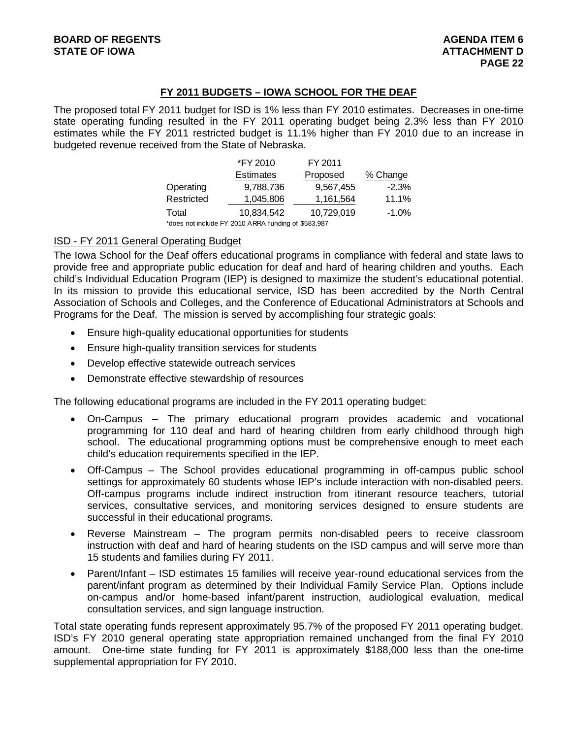## FY 2011 BUDGETS – IOWA SCHOOL FOR THE DEAF

The proposed total FY 2011 budget for ISD is 1% less than FY 2010 estimates. Decreases in one-time state operating funding resulted in the FY 2011 operating budget being 2.3% less than FY 2010 estimates while the FY 2011 restricted budget is 11.1% higher than FY 2010 due to an increase in budgeted revenue received from the State of Nebraska.

| | *FY 2010 Estimates | FY 2011 Proposed | % Change |
|---|---|---|---|
| Operating | 9,788,736 | 9,567,455 | -2.3% |
| Restricted | 1,045,806 | 1,161,564 | 11.1% |
| Total | 10,834,542 | 10,729,019 | -1.0% |

*does not include FY 2010 ARRA funding of $583,987

### ISD - FY 2011 General Operating Budget

The Iowa School for the Deaf offers educational programs in compliance with federal and state laws to provide free and appropriate public education for deaf and hard of hearing children and youths. Each child's Individual Education Program (IEP) is designed to maximize the student's educational potential. In its mission to provide this educational service, ISD has been accredited by the North Central Association of Schools and Colleges, and the Conference of Educational Administrators at Schools and Programs for the Deaf. The mission is served by accomplishing four strategic goals:

- Ensure high-quality educational opportunities for students
- Ensure high-quality transition services for students
- Develop effective statewide outreach services
- Demonstrate effective stewardship of resources

The following educational programs are included in the FY 2011 operating budget:

- On-Campus – The primary educational program provides academic and vocational programming for 110 deaf and hard of hearing children from early childhood through high school. The educational programming options must be comprehensive enough to meet each child's education requirements specified in the IEP.
- Off-Campus – The School provides educational programming in off-campus public school settings for approximately 60 students whose IEP's include interaction with non-disabled peers. Off-campus programs include indirect instruction from itinerant resource teachers, tutorial services, consultative services, and monitoring services designed to ensure students are successful in their educational programs.
- Reverse Mainstream – The program permits non-disabled peers to receive classroom instruction with deaf and hard of hearing students on the ISD campus and will serve more than 15 students and families during FY 2011.
- Parent/Infant – ISD estimates 15 families will receive year-round educational services from the parent/infant program as determined by their Individual Family Service Plan. Options include on-campus and/or home-based infant/parent instruction, audiological evaluation, medical consultation services, and sign language instruction.

Total state operating funds represent approximately 95.7% of the proposed FY 2011 operating budget. ISD's FY 2010 general operating state appropriation remained unchanged from the final FY 2010 amount. One-time state funding for FY 2011 is approximately $188,000 less than the one-time supplemental appropriation for FY 2010.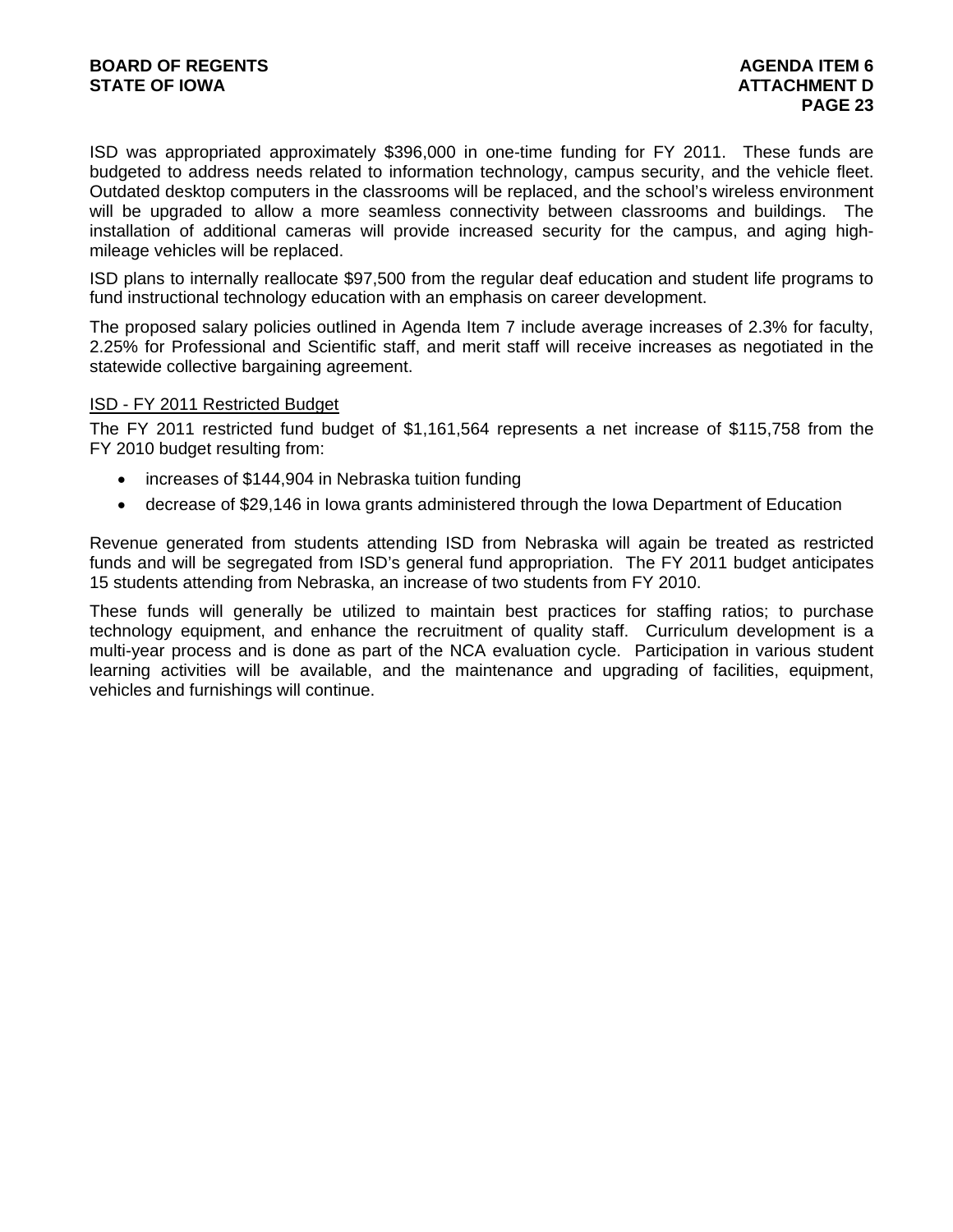ISD was appropriated approximately $396,000 in one-time funding for FY 2011. These funds are budgeted to address needs related to information technology, campus security, and the vehicle fleet. Outdated desktop computers in the classrooms will be replaced, and the school's wireless environment will be upgraded to allow a more seamless connectivity between classrooms and buildings. The installation of additional cameras will provide increased security for the campus, and aging high-mileage vehicles will be replaced.

ISD plans to internally reallocate $97,500 from the regular deaf education and student life programs to fund instructional technology education with an emphasis on career development.

The proposed salary policies outlined in Agenda Item 7 include average increases of 2.3% for faculty, 2.25% for Professional and Scientific staff, and merit staff will receive increases as negotiated in the statewide collective bargaining agreement.

<u>ISD - FY 2011 Restricted Budget</u>

The FY 2011 restricted fund budget of $1,161,564 represents a net increase of $115,758 from the FY 2010 budget resulting from:

- increases of $144,904 in Nebraska tuition funding
- decrease of $29,146 in Iowa grants administered through the Iowa Department of Education

Revenue generated from students attending ISD from Nebraska will again be treated as restricted funds and will be segregated from ISD's general fund appropriation. The FY 2011 budget anticipates 15 students attending from Nebraska, an increase of two students from FY 2010.

These funds will generally be utilized to maintain best practices for staffing ratios; to purchase technology equipment, and enhance the recruitment of quality staff. Curriculum development is a multi-year process and is done as part of the NCA evaluation cycle. Participation in various student learning activities will be available, and the maintenance and upgrading of facilities, equipment, vehicles and furnishings will continue.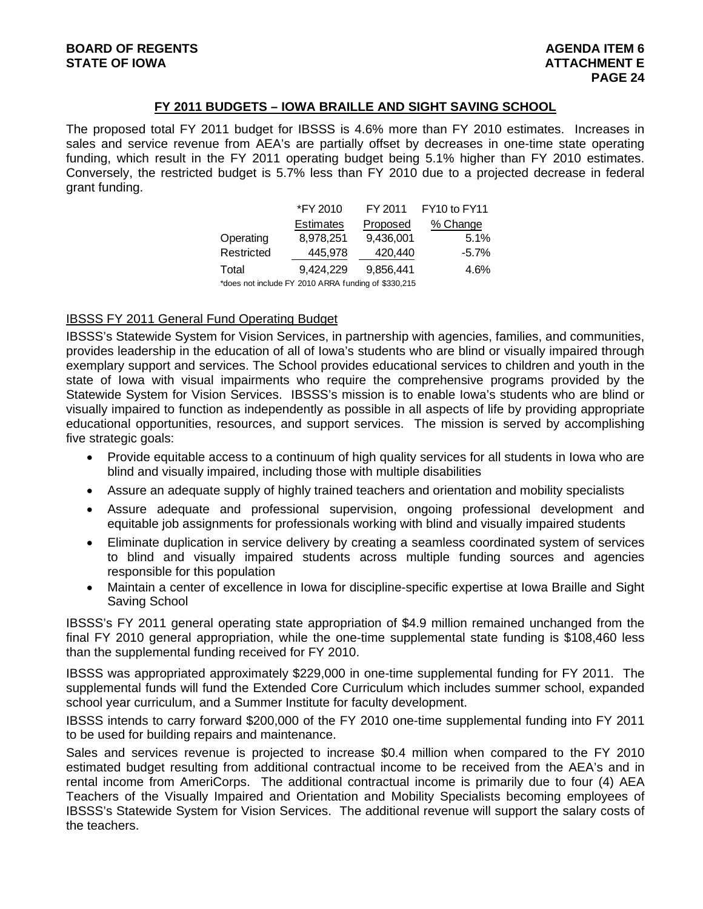## FY 2011 BUDGETS – IOWA BRAILLE AND SIGHT SAVING SCHOOL

The proposed total FY 2011 budget for IBSSS is 4.6% more than FY 2010 estimates. Increases in sales and service revenue from AEA's are partially offset by decreases in one-time state operating funding, which result in the FY 2011 operating budget being 5.1% higher than FY 2010 estimates. Conversely, the restricted budget is 5.7% less than FY 2010 due to a projected decrease in federal grant funding.

| | *FY 2010 Estimates | FY 2011 Proposed | FY10 to FY11 % Change |
|---|---|---|---|
| Operating | 8,978,251 | 9,436,001 | 5.1% |
| Restricted | 445,978 | 420,440 | -5.7% |
| Total | 9,424,229 | 9,856,441 | 4.6% |

*does not include FY 2010 ARRA funding of $330,215

### IBSSS FY 2011 General Fund Operating Budget

IBSSS's Statewide System for Vision Services, in partnership with agencies, families, and communities, provides leadership in the education of all of Iowa's students who are blind or visually impaired through exemplary support and services. The School provides educational services to children and youth in the state of Iowa with visual impairments who require the comprehensive programs provided by the Statewide System for Vision Services. IBSSS's mission is to enable Iowa's students who are blind or visually impaired to function as independently as possible in all aspects of life by providing appropriate educational opportunities, resources, and support services. The mission is served by accomplishing five strategic goals:

- Provide equitable access to a continuum of high quality services for all students in Iowa who are blind and visually impaired, including those with multiple disabilities
- Assure an adequate supply of highly trained teachers and orientation and mobility specialists
- Assure adequate and professional supervision, ongoing professional development and equitable job assignments for professionals working with blind and visually impaired students
- Eliminate duplication in service delivery by creating a seamless coordinated system of services to blind and visually impaired students across multiple funding sources and agencies responsible for this population
- Maintain a center of excellence in Iowa for discipline-specific expertise at Iowa Braille and Sight Saving School

IBSSS's FY 2011 general operating state appropriation of $4.9 million remained unchanged from the final FY 2010 general appropriation, while the one-time supplemental state funding is $108,460 less than the supplemental funding received for FY 2010.

IBSSS was appropriated approximately $229,000 in one-time supplemental funding for FY 2011. The supplemental funds will fund the Extended Core Curriculum which includes summer school, expanded school year curriculum, and a Summer Institute for faculty development.

IBSSS intends to carry forward $200,000 of the FY 2010 one-time supplemental funding into FY 2011 to be used for building repairs and maintenance.

Sales and services revenue is projected to increase $0.4 million when compared to the FY 2010 estimated budget resulting from additional contractual income to be received from the AEA's and in rental income from AmeriCorps. The additional contractual income is primarily due to four (4) AEA Teachers of the Visually Impaired and Orientation and Mobility Specialists becoming employees of IBSSS's Statewide System for Vision Services. The additional revenue will support the salary costs of the teachers.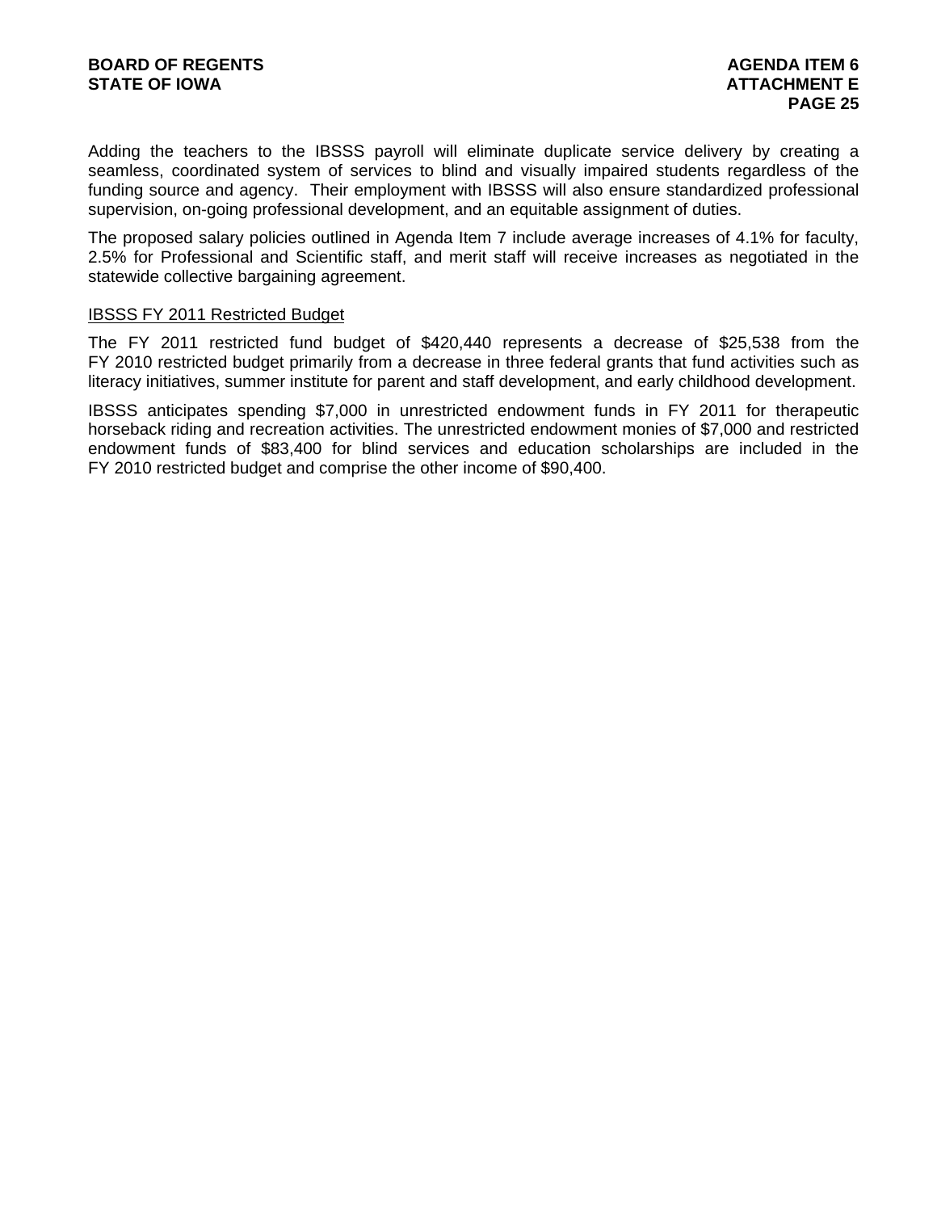Adding the teachers to the IBSSS payroll will eliminate duplicate service delivery by creating a seamless, coordinated system of services to blind and visually impaired students regardless of the funding source and agency.  Their employment with IBSSS will also ensure standardized professional supervision, on-going professional development, and an equitable assignment of duties.

The proposed salary policies outlined in Agenda Item 7 include average increases of 4.1% for faculty, 2.5% for Professional and Scientific staff, and merit staff will receive increases as negotiated in the statewide collective bargaining agreement.

<u>IBSSS FY 2011 Restricted Budget</u>

The FY 2011 restricted fund budget of $420,440 represents a decrease of $25,538 from the FY 2010 restricted budget primarily from a decrease in three federal grants that fund activities such as literacy initiatives, summer institute for parent and staff development, and early childhood development.

IBSSS anticipates spending $7,000 in unrestricted endowment funds in FY 2011 for therapeutic horseback riding and recreation activities. The unrestricted endowment monies of $7,000 and restricted endowment funds of $83,400 for blind services and education scholarships are included in the FY 2010 restricted budget and comprise the other income of $90,400.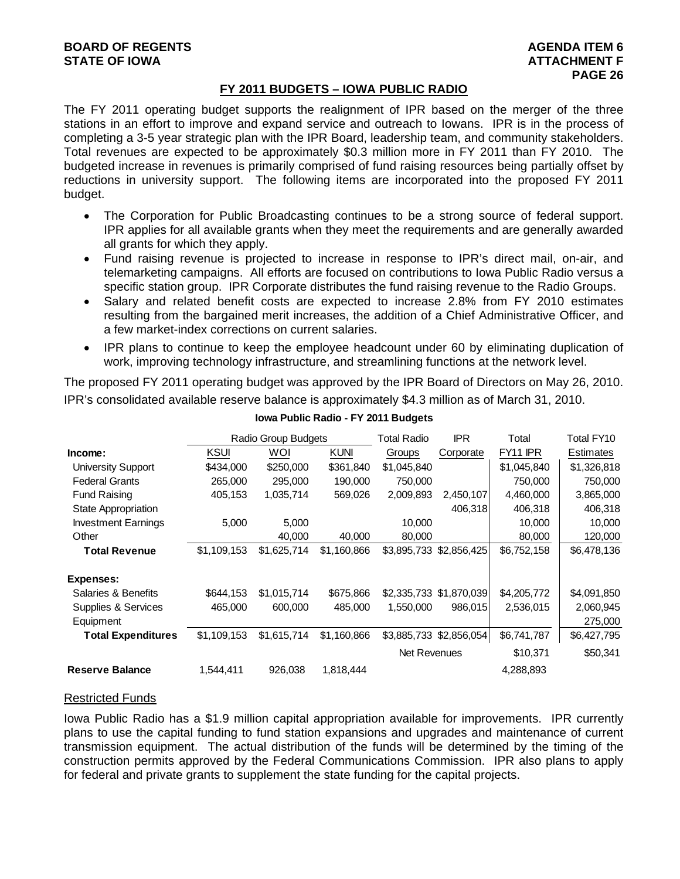## FY 2011 BUDGETS – IOWA PUBLIC RADIO

The FY 2011 operating budget supports the realignment of IPR based on the merger of the three stations in an effort to improve and expand service and outreach to Iowans. IPR is in the process of completing a 3-5 year strategic plan with the IPR Board, leadership team, and community stakeholders. Total revenues are expected to be approximately \$0.3 million more in FY 2011 than FY 2010. The budgeted increase in revenues is primarily comprised of fund raising resources being partially offset by reductions in university support. The following items are incorporated into the proposed FY 2011 budget.

- The Corporation for Public Broadcasting continues to be a strong source of federal support. IPR applies for all available grants when they meet the requirements and are generally awarded all grants for which they apply.
- Fund raising revenue is projected to increase in response to IPR's direct mail, on-air, and telemarketing campaigns. All efforts are focused on contributions to Iowa Public Radio versus a specific station group. IPR Corporate distributes the fund raising revenue to the Radio Groups.
- Salary and related benefit costs are expected to increase 2.8% from FY 2010 estimates resulting from the bargained merit increases, the addition of a Chief Administrative Officer, and a few market-index corrections on current salaries.
- IPR plans to continue to keep the employee headcount under 60 by eliminating duplication of work, improving technology infrastructure, and streamlining functions at the network level.

The proposed FY 2011 operating budget was approved by the IPR Board of Directors on May 26, 2010.

IPR's consolidated available reserve balance is approximately \$4.3 million as of March 31, 2010.

**Iowa Public Radio - FY 2011 Budgets**

| | Radio Group Budgets | | | Total Radio | IPR | Total | Total FY10 |
|---|---|---|---|---|---|---|---|
| **Income:** | KSUI | WOI | KUNI | Groups | Corporate | FY11 IPR | Estimates |
| University Support | \$434,000 | \$250,000 | \$361,840 | \$1,045,840 | | \$1,045,840 | \$1,326,818 |
| Federal Grants | 265,000 | 295,000 | 190,000 | 750,000 | | 750,000 | 750,000 |
| Fund Raising | 405,153 | 1,035,714 | 569,026 | 2,009,893 | 2,450,107 | 4,460,000 | 3,865,000 |
| State Appropriation | | | | | 406,318 | 406,318 | 406,318 |
| Investment Earnings | 5,000 | 5,000 | | 10,000 | | 10,000 | 10,000 |
| Other | | 40,000 | 40,000 | 80,000 | | 80,000 | 120,000 |
| **Total Revenue** | \$1,109,153 | \$1,625,714 | \$1,160,866 | \$3,895,733 | \$2,856,425 | \$6,752,158 | \$6,478,136 |
| **Expenses:** | | | | | | | |
| Salaries & Benefits | \$644,153 | \$1,015,714 | \$675,866 | \$2,335,733 | \$1,870,039 | \$4,205,772 | \$4,091,850 |
| Supplies & Services | 465,000 | 600,000 | 485,000 | 1,550,000 | 986,015 | 2,536,015 | 2,060,945 |
| Equipment | | | | | | | 275,000 |
| **Total Expenditures** | \$1,109,153 | \$1,615,714 | \$1,160,866 | \$3,885,733 | \$2,856,054 | \$6,741,787 | \$6,427,795 |
| | | | | Net Revenues | | \$10,371 | \$50,341 |
| **Reserve Balance** | 1,544,411 | 926,038 | 1,818,444 | | | 4,288,893 | |

### Restricted Funds

Iowa Public Radio has a \$1.9 million capital appropriation available for improvements. IPR currently plans to use the capital funding to fund station expansions and upgrades and maintenance of current transmission equipment. The actual distribution of the funds will be determined by the timing of the construction permits approved by the Federal Communications Commission. IPR also plans to apply for federal and private grants to supplement the state funding for the capital projects.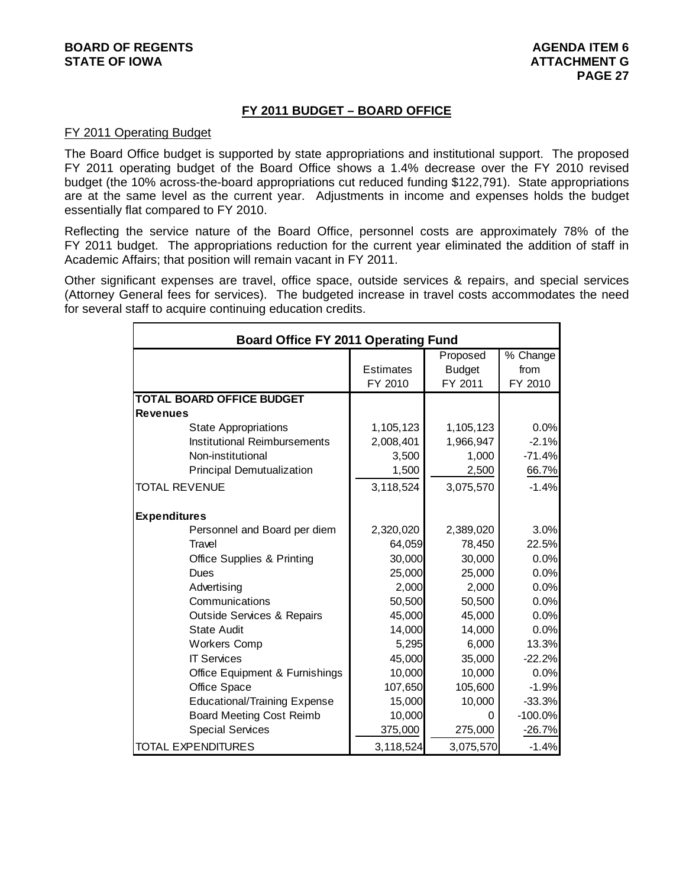BOARD OF REGENTS
STATE OF IOWA

AGENDA ITEM 6
ATTACHMENT G

## FY 2011 BUDGET – BOARD OFFICE

FY 2011 Operating Budget

The Board Office budget is supported by state appropriations and institutional support. The proposed FY 2011 operating budget of the Board Office shows a 1.4% decrease over the FY 2010 revised budget (the 10% across-the-board appropriations cut reduced funding $122,791). State appropriations are at the same level as the current year. Adjustments in income and expenses holds the budget essentially flat compared to FY 2010.

Reflecting the service nature of the Board Office, personnel costs are approximately 78% of the FY 2011 budget. The appropriations reduction for the current year eliminated the addition of staff in Academic Affairs; that position will remain vacant in FY 2011.

Other significant expenses are travel, office space, outside services & repairs, and special services (Attorney General fees for services). The budgeted increase in travel costs accommodates the need for several staff to acquire continuing education credits.

| Board Office FY 2011 Operating Fund | Estimates FY 2010 | Proposed Budget FY 2011 | % Change from FY 2010 |
|---|---|---|---|
| **TOTAL BOARD OFFICE BUDGET** | | | |
| **Revenues** | | | |
| State Appropriations | 1,105,123 | 1,105,123 | 0.0% |
| Institutional Reimbursements | 2,008,401 | 1,966,947 | -2.1% |
| Non-institutional | 3,500 | 1,000 | -71.4% |
| Principal Demutualization | 1,500 | 2,500 | 66.7% |
| TOTAL REVENUE | 3,118,524 | 3,075,570 | -1.4% |
| **Expenditures** | | | |
| Personnel and Board per diem | 2,320,020 | 2,389,020 | 3.0% |
| Travel | 64,059 | 78,450 | 22.5% |
| Office Supplies & Printing | 30,000 | 30,000 | 0.0% |
| Dues | 25,000 | 25,000 | 0.0% |
| Advertising | 2,000 | 2,000 | 0.0% |
| Communications | 50,500 | 50,500 | 0.0% |
| Outside Services & Repairs | 45,000 | 45,000 | 0.0% |
| State Audit | 14,000 | 14,000 | 0.0% |
| Workers Comp | 5,295 | 6,000 | 13.3% |
| IT Services | 45,000 | 35,000 | -22.2% |
| Office Equipment & Furnishings | 10,000 | 10,000 | 0.0% |
| Office Space | 107,650 | 105,600 | -1.9% |
| Educational/Training Expense | 15,000 | 10,000 | -33.3% |
| Board Meeting Cost Reimb | 10,000 | 0 | -100.0% |
| Special Services | 375,000 | 275,000 | -26.7% |
| TOTAL EXPENDITURES | 3,118,524 | 3,075,570 | -1.4% |